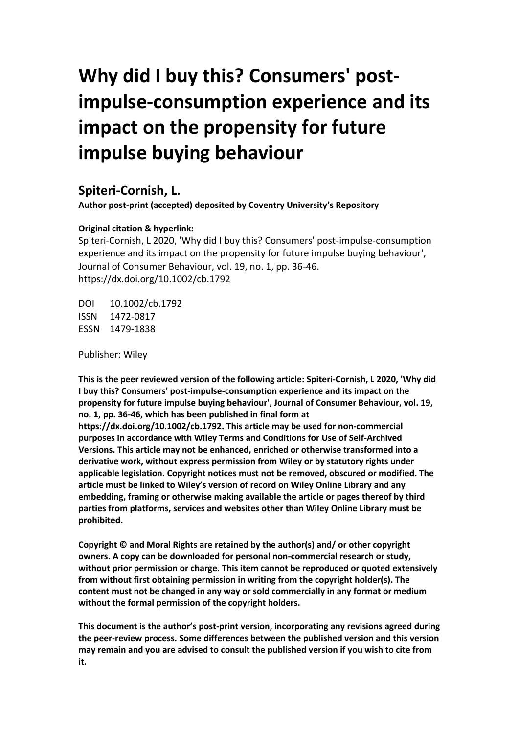# Why did I buy this? Consumers' post-impulse-consumption experience and its impact on the propensity for future impulse buying behaviour

## Spiteri-Cornish, L.

**Author post-print (accepted) deposited by Coventry University's Repository**

**Original citation & hyperlink:**

Spiteri-Cornish, L 2020, 'Why did I buy this? Consumers' post-impulse-consumption experience and its impact on the propensity for future impulse buying behaviour', Journal of Consumer Behaviour, vol. 19, no. 1, pp. 36-46.
https://dx.doi.org/10.1002/cb.1792

DOI 10.1002/cb.1792
ISSN 1472-0817
ESSN 1479-1838

Publisher: Wiley

**This is the peer reviewed version of the following article: Spiteri-Cornish, L 2020, 'Why did I buy this? Consumers' post-impulse-consumption experience and its impact on the propensity for future impulse buying behaviour', Journal of Consumer Behaviour, vol. 19, no. 1, pp. 36-46, which has been published in final form at https://dx.doi.org/10.1002/cb.1792. This article may be used for non-commercial purposes in accordance with Wiley Terms and Conditions for Use of Self-Archived Versions. This article may not be enhanced, enriched or otherwise transformed into a derivative work, without express permission from Wiley or by statutory rights under applicable legislation. Copyright notices must not be removed, obscured or modified. The article must be linked to Wiley's version of record on Wiley Online Library and any embedding, framing or otherwise making available the article or pages thereof by third parties from platforms, services and websites other than Wiley Online Library must be prohibited.**

**Copyright © and Moral Rights are retained by the author(s) and/ or other copyright owners. A copy can be downloaded for personal non-commercial research or study, without prior permission or charge. This item cannot be reproduced or quoted extensively from without first obtaining permission in writing from the copyright holder(s). The content must not be changed in any way or sold commercially in any format or medium without the formal permission of the copyright holders.**

**This document is the author's post-print version, incorporating any revisions agreed during the peer-review process. Some differences between the published version and this version may remain and you are advised to consult the published version if you wish to cite from it.**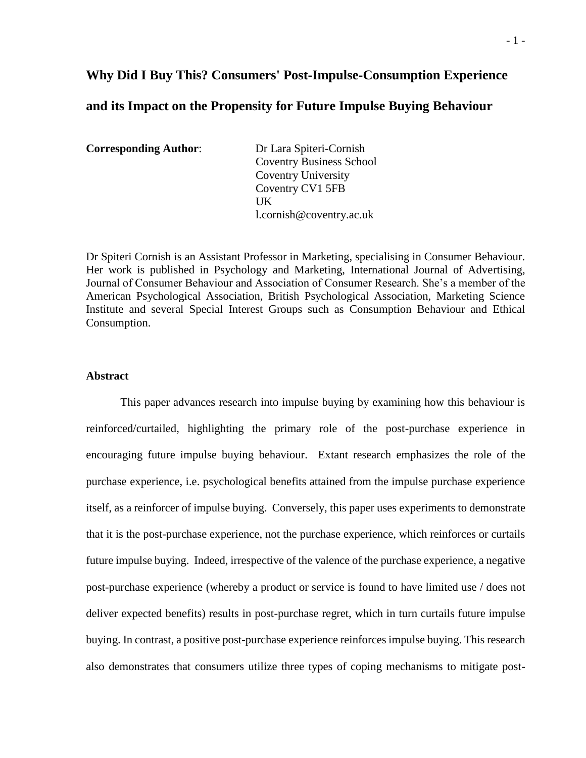# Why Did I Buy This? Consumers' Post-Impulse-Consumption Experience and its Impact on the Propensity for Future Impulse Buying Behaviour

**Corresponding Author**: Dr Lara Spiteri-Cornish
Coventry Business School
Coventry University
Coventry CV1 5FB
UK
l.cornish@coventry.ac.uk

Dr Spiteri Cornish is an Assistant Professor in Marketing, specialising in Consumer Behaviour. Her work is published in Psychology and Marketing, International Journal of Advertising, Journal of Consumer Behaviour and Association of Consumer Research. She's a member of the American Psychological Association, British Psychological Association, Marketing Science Institute and several Special Interest Groups such as Consumption Behaviour and Ethical Consumption.

### Abstract

This paper advances research into impulse buying by examining how this behaviour is reinforced/curtailed, highlighting the primary role of the post-purchase experience in encouraging future impulse buying behaviour. Extant research emphasizes the role of the purchase experience, i.e. psychological benefits attained from the impulse purchase experience itself, as a reinforcer of impulse buying. Conversely, this paper uses experiments to demonstrate that it is the post-purchase experience, not the purchase experience, which reinforces or curtails future impulse buying. Indeed, irrespective of the valence of the purchase experience, a negative post-purchase experience (whereby a product or service is found to have limited use / does not deliver expected benefits) results in post-purchase regret, which in turn curtails future impulse buying. In contrast, a positive post-purchase experience reinforces impulse buying. This research also demonstrates that consumers utilize three types of coping mechanisms to mitigate post-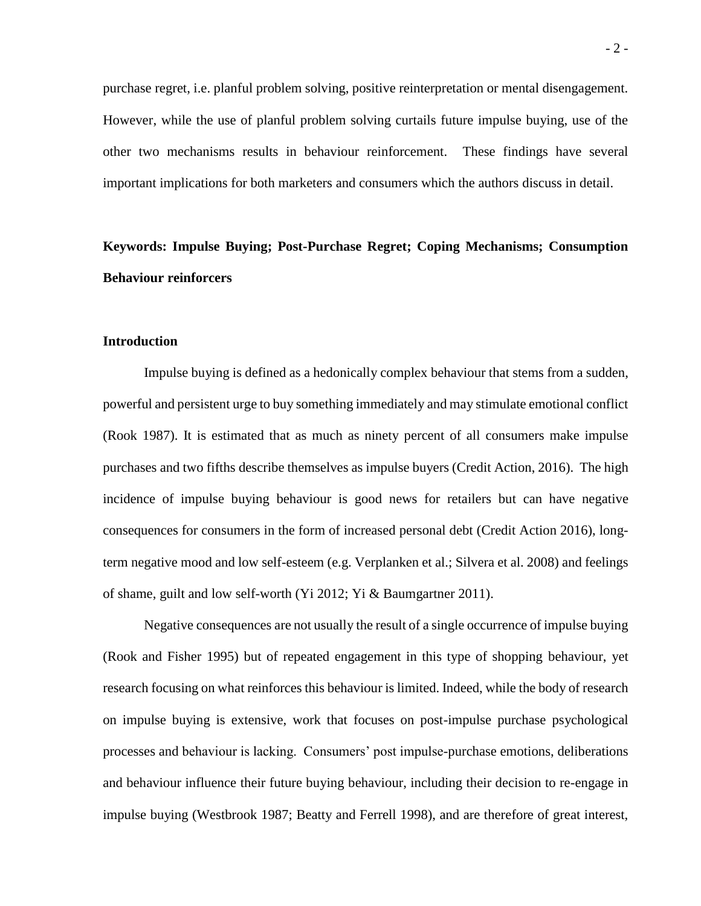purchase regret, i.e. planful problem solving, positive reinterpretation or mental disengagement. However, while the use of planful problem solving curtails future impulse buying, use of the other two mechanisms results in behaviour reinforcement. These findings have several important implications for both marketers and consumers which the authors discuss in detail.

**Keywords: Impulse Buying; Post-Purchase Regret; Coping Mechanisms; Consumption Behaviour reinforcers**

## Introduction

Impulse buying is defined as a hedonically complex behaviour that stems from a sudden, powerful and persistent urge to buy something immediately and may stimulate emotional conflict (Rook 1987). It is estimated that as much as ninety percent of all consumers make impulse purchases and two fifths describe themselves as impulse buyers (Credit Action, 2016). The high incidence of impulse buying behaviour is good news for retailers but can have negative consequences for consumers in the form of increased personal debt (Credit Action 2016), long-term negative mood and low self-esteem (e.g. Verplanken et al.; Silvera et al. 2008) and feelings of shame, guilt and low self-worth (Yi 2012; Yi & Baumgartner 2011).

Negative consequences are not usually the result of a single occurrence of impulse buying (Rook and Fisher 1995) but of repeated engagement in this type of shopping behaviour, yet research focusing on what reinforces this behaviour is limited. Indeed, while the body of research on impulse buying is extensive, work that focuses on post-impulse purchase psychological processes and behaviour is lacking. Consumers' post impulse-purchase emotions, deliberations and behaviour influence their future buying behaviour, including their decision to re-engage in impulse buying (Westbrook 1987; Beatty and Ferrell 1998), and are therefore of great interest,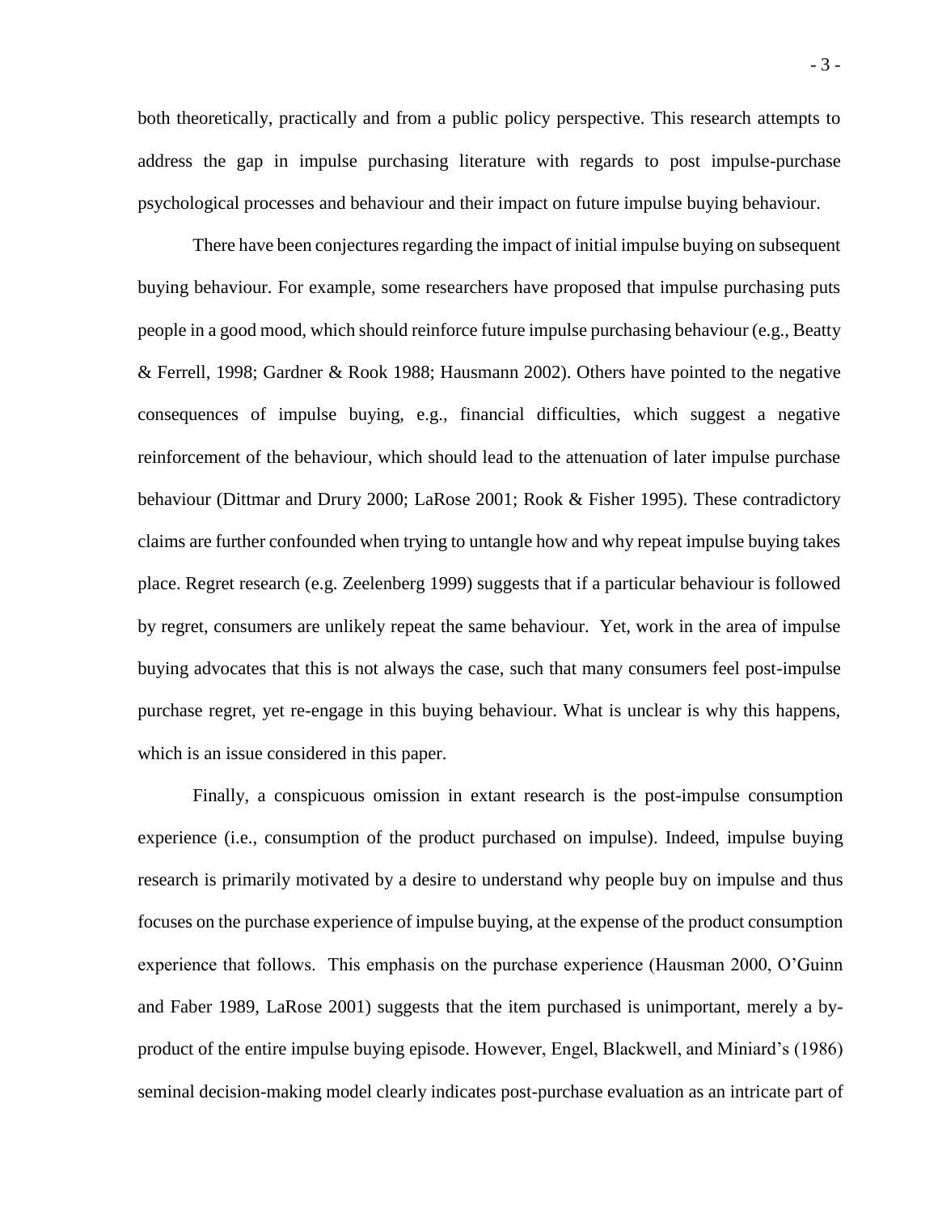both theoretically, practically and from a public policy perspective. This research attempts to address the gap in impulse purchasing literature with regards to post impulse-purchase psychological processes and behaviour and their impact on future impulse buying behaviour.

There have been conjectures regarding the impact of initial impulse buying on subsequent buying behaviour. For example, some researchers have proposed that impulse purchasing puts people in a good mood, which should reinforce future impulse purchasing behaviour (e.g., Beatty & Ferrell, 1998; Gardner & Rook 1988; Hausmann 2002). Others have pointed to the negative consequences of impulse buying, e.g., financial difficulties, which suggest a negative reinforcement of the behaviour, which should lead to the attenuation of later impulse purchase behaviour (Dittmar and Drury 2000; LaRose 2001; Rook & Fisher 1995). These contradictory claims are further confounded when trying to untangle how and why repeat impulse buying takes place. Regret research (e.g. Zeelenberg 1999) suggests that if a particular behaviour is followed by regret, consumers are unlikely repeat the same behaviour. Yet, work in the area of impulse buying advocates that this is not always the case, such that many consumers feel post-impulse purchase regret, yet re-engage in this buying behaviour. What is unclear is why this happens, which is an issue considered in this paper.

Finally, a conspicuous omission in extant research is the post-impulse consumption experience (i.e., consumption of the product purchased on impulse). Indeed, impulse buying research is primarily motivated by a desire to understand why people buy on impulse and thus focuses on the purchase experience of impulse buying, at the expense of the product consumption experience that follows. This emphasis on the purchase experience (Hausman 2000, O'Guinn and Faber 1989, LaRose 2001) suggests that the item purchased is unimportant, merely a by-product of the entire impulse buying episode. However, Engel, Blackwell, and Miniard's (1986) seminal decision-making model clearly indicates post-purchase evaluation as an intricate part of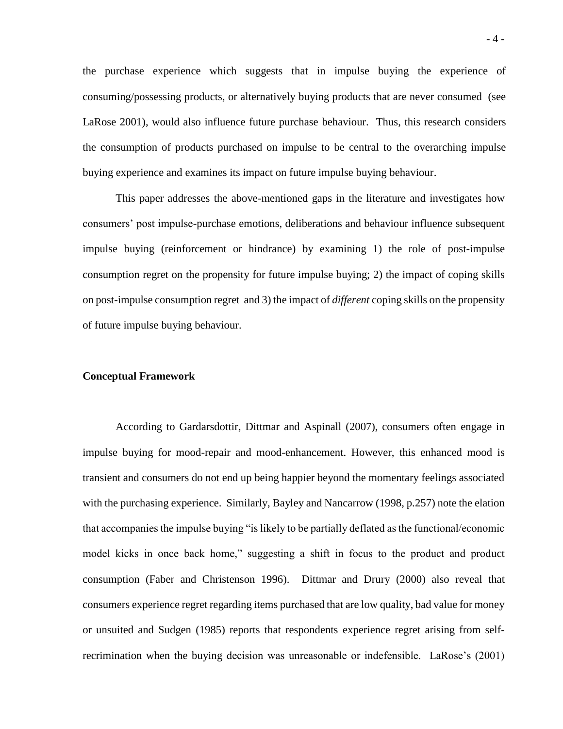the purchase experience which suggests that in impulse buying the experience of consuming/possessing products, or alternatively buying products that are never consumed (see LaRose 2001), would also influence future purchase behaviour. Thus, this research considers the consumption of products purchased on impulse to be central to the overarching impulse buying experience and examines its impact on future impulse buying behaviour.

This paper addresses the above-mentioned gaps in the literature and investigates how consumers' post impulse-purchase emotions, deliberations and behaviour influence subsequent impulse buying (reinforcement or hindrance) by examining 1) the role of post-impulse consumption regret on the propensity for future impulse buying; 2) the impact of coping skills on post-impulse consumption regret and 3) the impact of *different* coping skills on the propensity of future impulse buying behaviour.

## Conceptual Framework

According to Gardarsdottir, Dittmar and Aspinall (2007), consumers often engage in impulse buying for mood-repair and mood-enhancement. However, this enhanced mood is transient and consumers do not end up being happier beyond the momentary feelings associated with the purchasing experience. Similarly, Bayley and Nancarrow (1998, p.257) note the elation that accompanies the impulse buying "is likely to be partially deflated as the functional/economic model kicks in once back home," suggesting a shift in focus to the product and product consumption (Faber and Christenson 1996). Dittmar and Drury (2000) also reveal that consumers experience regret regarding items purchased that are low quality, bad value for money or unsuited and Sudgen (1985) reports that respondents experience regret arising from self-recrimination when the buying decision was unreasonable or indefensible. LaRose's (2001)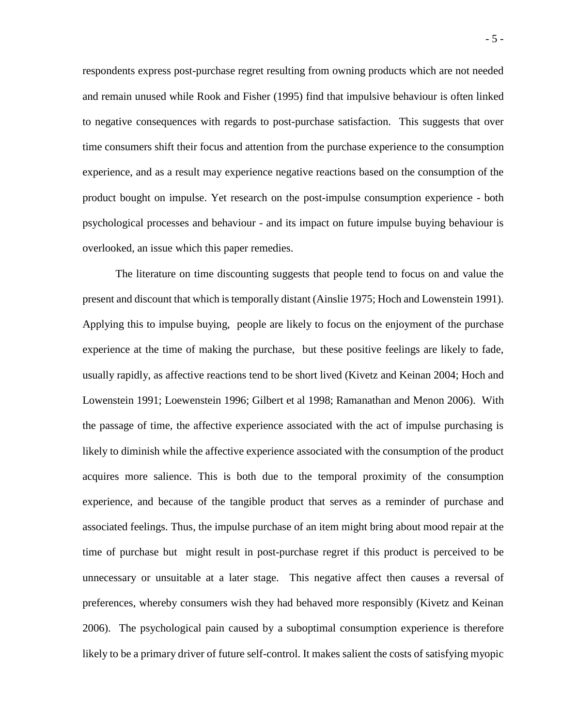respondents express post-purchase regret resulting from owning products which are not needed and remain unused while Rook and Fisher (1995) find that impulsive behaviour is often linked to negative consequences with regards to post-purchase satisfaction. This suggests that over time consumers shift their focus and attention from the purchase experience to the consumption experience, and as a result may experience negative reactions based on the consumption of the product bought on impulse. Yet research on the post-impulse consumption experience - both psychological processes and behaviour - and its impact on future impulse buying behaviour is overlooked, an issue which this paper remedies.

The literature on time discounting suggests that people tend to focus on and value the present and discount that which is temporally distant (Ainslie 1975; Hoch and Lowenstein 1991). Applying this to impulse buying, people are likely to focus on the enjoyment of the purchase experience at the time of making the purchase, but these positive feelings are likely to fade, usually rapidly, as affective reactions tend to be short lived (Kivetz and Keinan 2004; Hoch and Lowenstein 1991; Loewenstein 1996; Gilbert et al 1998; Ramanathan and Menon 2006). With the passage of time, the affective experience associated with the act of impulse purchasing is likely to diminish while the affective experience associated with the consumption of the product acquires more salience. This is both due to the temporal proximity of the consumption experience, and because of the tangible product that serves as a reminder of purchase and associated feelings. Thus, the impulse purchase of an item might bring about mood repair at the time of purchase but might result in post-purchase regret if this product is perceived to be unnecessary or unsuitable at a later stage. This negative affect then causes a reversal of preferences, whereby consumers wish they had behaved more responsibly (Kivetz and Keinan 2006). The psychological pain caused by a suboptimal consumption experience is therefore likely to be a primary driver of future self-control. It makes salient the costs of satisfying myopic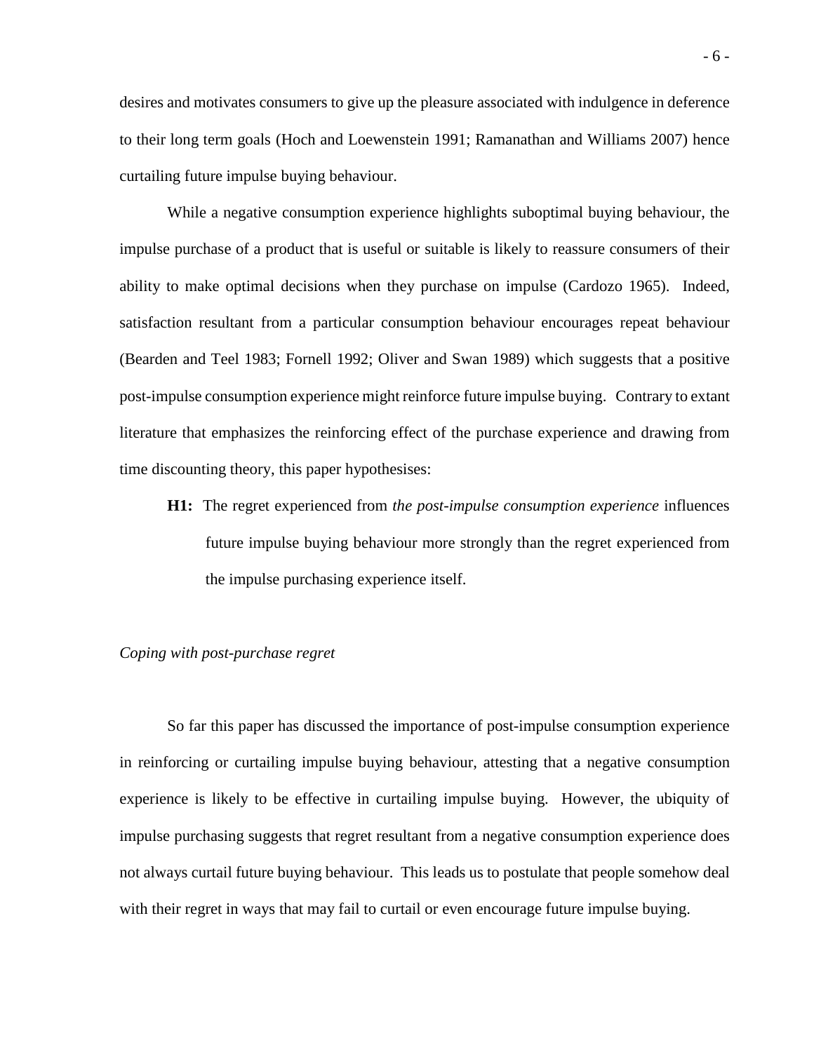desires and motivates consumers to give up the pleasure associated with indulgence in deference to their long term goals (Hoch and Loewenstein 1991; Ramanathan and Williams 2007) hence curtailing future impulse buying behaviour.

While a negative consumption experience highlights suboptimal buying behaviour, the impulse purchase of a product that is useful or suitable is likely to reassure consumers of their ability to make optimal decisions when they purchase on impulse (Cardozo 1965). Indeed, satisfaction resultant from a particular consumption behaviour encourages repeat behaviour (Bearden and Teel 1983; Fornell 1992; Oliver and Swan 1989) which suggests that a positive post-impulse consumption experience might reinforce future impulse buying. Contrary to extant literature that emphasizes the reinforcing effect of the purchase experience and drawing from time discounting theory, this paper hypothesises:

> **H1:** The regret experienced from *the post-impulse consumption experience* influences future impulse buying behaviour more strongly than the regret experienced from the impulse purchasing experience itself.

*Coping with post-purchase regret*

So far this paper has discussed the importance of post-impulse consumption experience in reinforcing or curtailing impulse buying behaviour, attesting that a negative consumption experience is likely to be effective in curtailing impulse buying. However, the ubiquity of impulse purchasing suggests that regret resultant from a negative consumption experience does not always curtail future buying behaviour. This leads us to postulate that people somehow deal with their regret in ways that may fail to curtail or even encourage future impulse buying.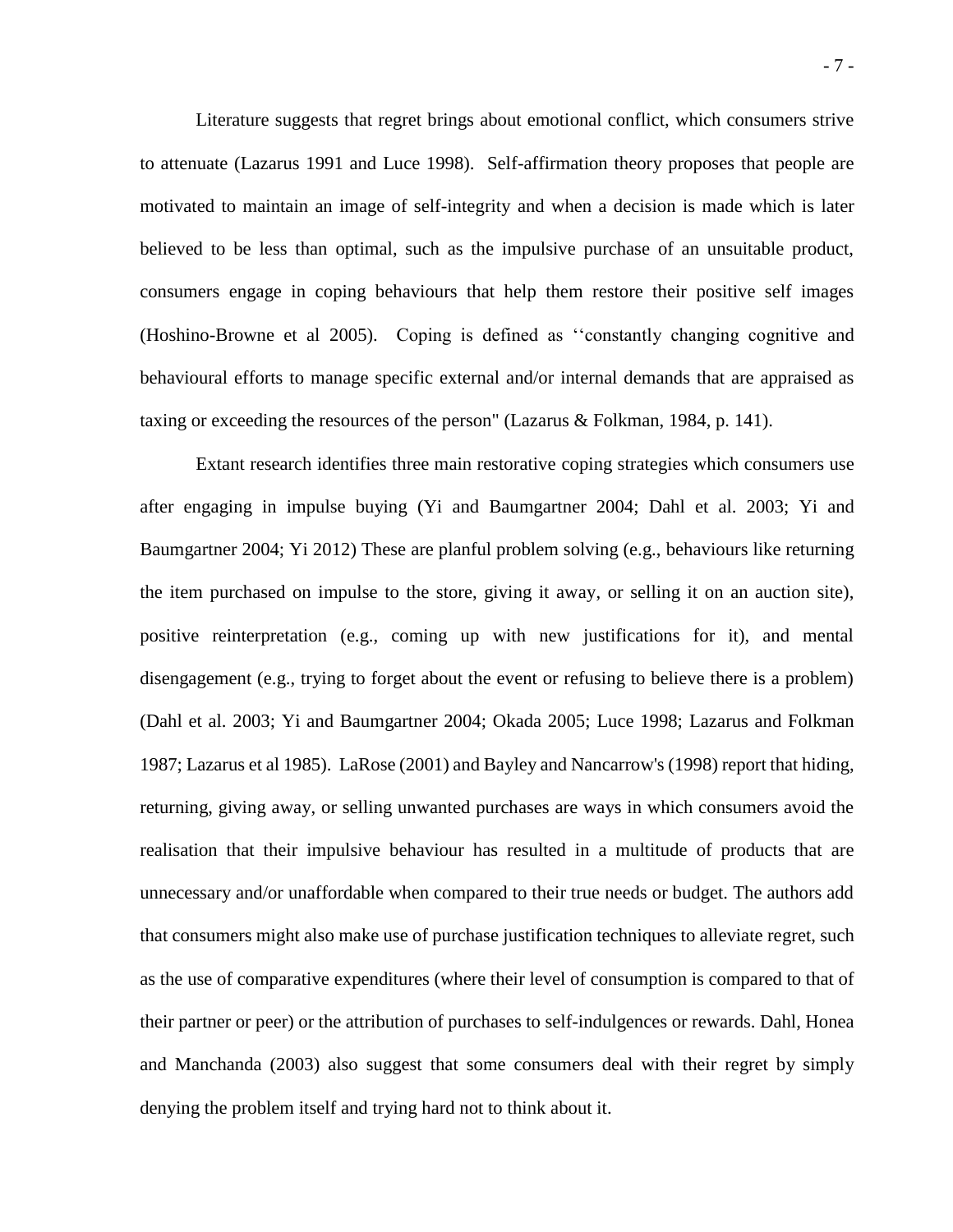Literature suggests that regret brings about emotional conflict, which consumers strive to attenuate (Lazarus 1991 and Luce 1998). Self-affirmation theory proposes that people are motivated to maintain an image of self-integrity and when a decision is made which is later believed to be less than optimal, such as the impulsive purchase of an unsuitable product, consumers engage in coping behaviours that help them restore their positive self images (Hoshino-Browne et al 2005). Coping is defined as ‘‘constantly changing cognitive and behavioural efforts to manage specific external and/or internal demands that are appraised as taxing or exceeding the resources of the person" (Lazarus & Folkman, 1984, p. 141).

Extant research identifies three main restorative coping strategies which consumers use after engaging in impulse buying (Yi and Baumgartner 2004; Dahl et al. 2003; Yi and Baumgartner 2004; Yi 2012) These are planful problem solving (e.g., behaviours like returning the item purchased on impulse to the store, giving it away, or selling it on an auction site), positive reinterpretation (e.g., coming up with new justifications for it), and mental disengagement (e.g., trying to forget about the event or refusing to believe there is a problem) (Dahl et al. 2003; Yi and Baumgartner 2004; Okada 2005; Luce 1998; Lazarus and Folkman 1987; Lazarus et al 1985). LaRose (2001) and Bayley and Nancarrow's (1998) report that hiding, returning, giving away, or selling unwanted purchases are ways in which consumers avoid the realisation that their impulsive behaviour has resulted in a multitude of products that are unnecessary and/or unaffordable when compared to their true needs or budget. The authors add that consumers might also make use of purchase justification techniques to alleviate regret, such as the use of comparative expenditures (where their level of consumption is compared to that of their partner or peer) or the attribution of purchases to self-indulgences or rewards. Dahl, Honea and Manchanda (2003) also suggest that some consumers deal with their regret by simply denying the problem itself and trying hard not to think about it.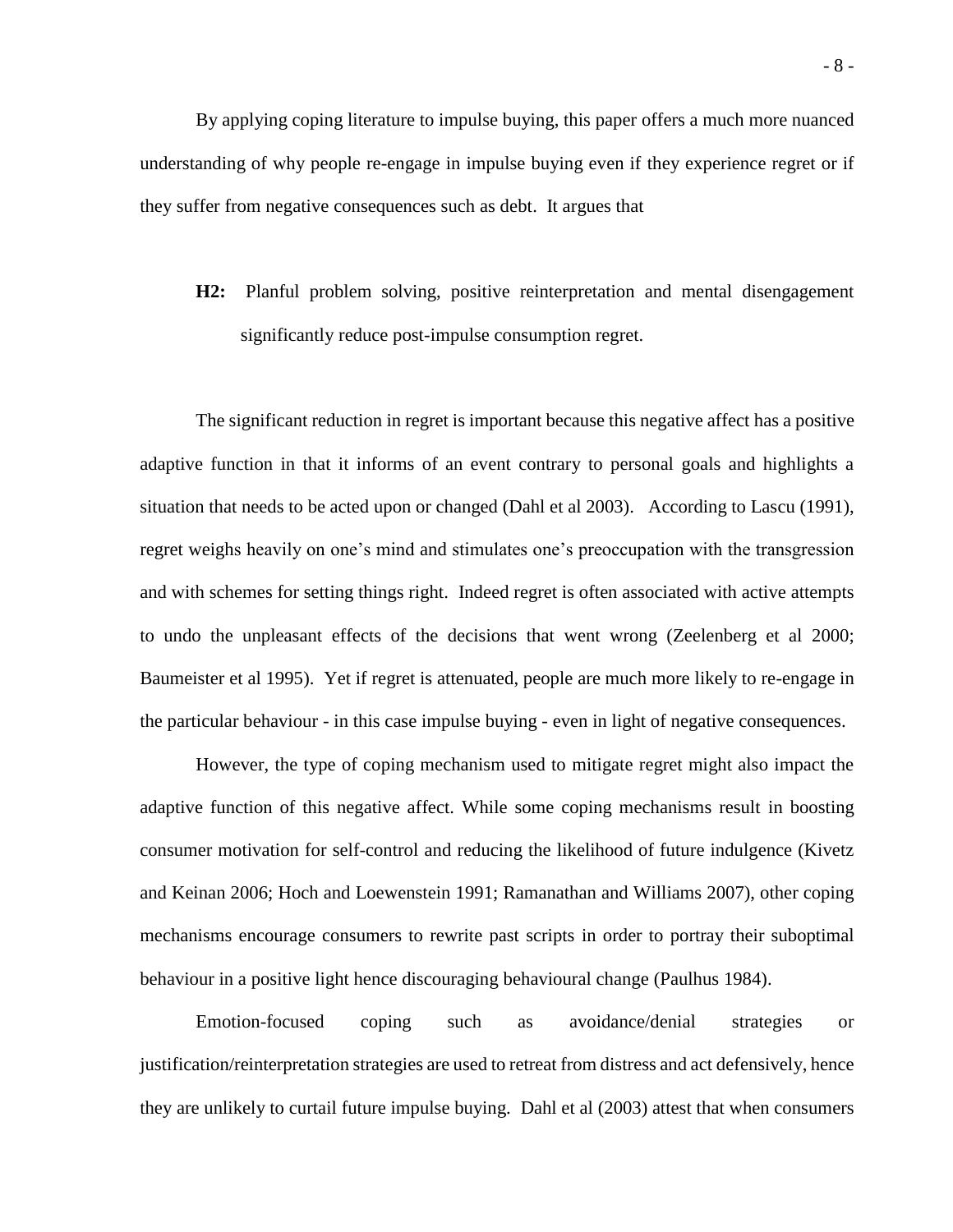By applying coping literature to impulse buying, this paper offers a much more nuanced understanding of why people re-engage in impulse buying even if they experience regret or if they suffer from negative consequences such as debt. It argues that

> **H2:** Planful problem solving, positive reinterpretation and mental disengagement significantly reduce post-impulse consumption regret.

The significant reduction in regret is important because this negative affect has a positive adaptive function in that it informs of an event contrary to personal goals and highlights a situation that needs to be acted upon or changed (Dahl et al 2003). According to Lascu (1991), regret weighs heavily on one's mind and stimulates one's preoccupation with the transgression and with schemes for setting things right. Indeed regret is often associated with active attempts to undo the unpleasant effects of the decisions that went wrong (Zeelenberg et al 2000; Baumeister et al 1995). Yet if regret is attenuated, people are much more likely to re-engage in the particular behaviour - in this case impulse buying - even in light of negative consequences.

However, the type of coping mechanism used to mitigate regret might also impact the adaptive function of this negative affect. While some coping mechanisms result in boosting consumer motivation for self-control and reducing the likelihood of future indulgence (Kivetz and Keinan 2006; Hoch and Loewenstein 1991; Ramanathan and Williams 2007), other coping mechanisms encourage consumers to rewrite past scripts in order to portray their suboptimal behaviour in a positive light hence discouraging behavioural change (Paulhus 1984).

Emotion-focused coping such as avoidance/denial strategies or justification/reinterpretation strategies are used to retreat from distress and act defensively, hence they are unlikely to curtail future impulse buying. Dahl et al (2003) attest that when consumers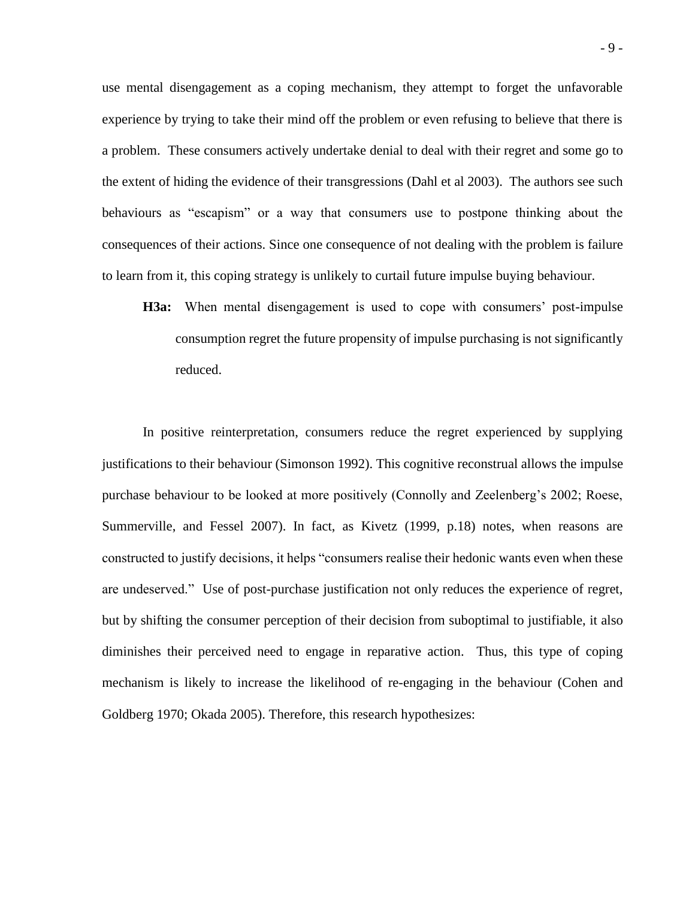use mental disengagement as a coping mechanism, they attempt to forget the unfavorable experience by trying to take their mind off the problem or even refusing to believe that there is a problem. These consumers actively undertake denial to deal with their regret and some go to the extent of hiding the evidence of their transgressions (Dahl et al 2003). The authors see such behaviours as "escapism" or a way that consumers use to postpone thinking about the consequences of their actions. Since one consequence of not dealing with the problem is failure to learn from it, this coping strategy is unlikely to curtail future impulse buying behaviour.

> **H3a:** When mental disengagement is used to cope with consumers' post-impulse consumption regret the future propensity of impulse purchasing is not significantly reduced.

In positive reinterpretation, consumers reduce the regret experienced by supplying justifications to their behaviour (Simonson 1992). This cognitive reconstrual allows the impulse purchase behaviour to be looked at more positively (Connolly and Zeelenberg's 2002; Roese, Summerville, and Fessel 2007). In fact, as Kivetz (1999, p.18) notes, when reasons are constructed to justify decisions, it helps "consumers realise their hedonic wants even when these are undeserved." Use of post-purchase justification not only reduces the experience of regret, but by shifting the consumer perception of their decision from suboptimal to justifiable, it also diminishes their perceived need to engage in reparative action. Thus, this type of coping mechanism is likely to increase the likelihood of re-engaging in the behaviour (Cohen and Goldberg 1970; Okada 2005). Therefore, this research hypothesizes: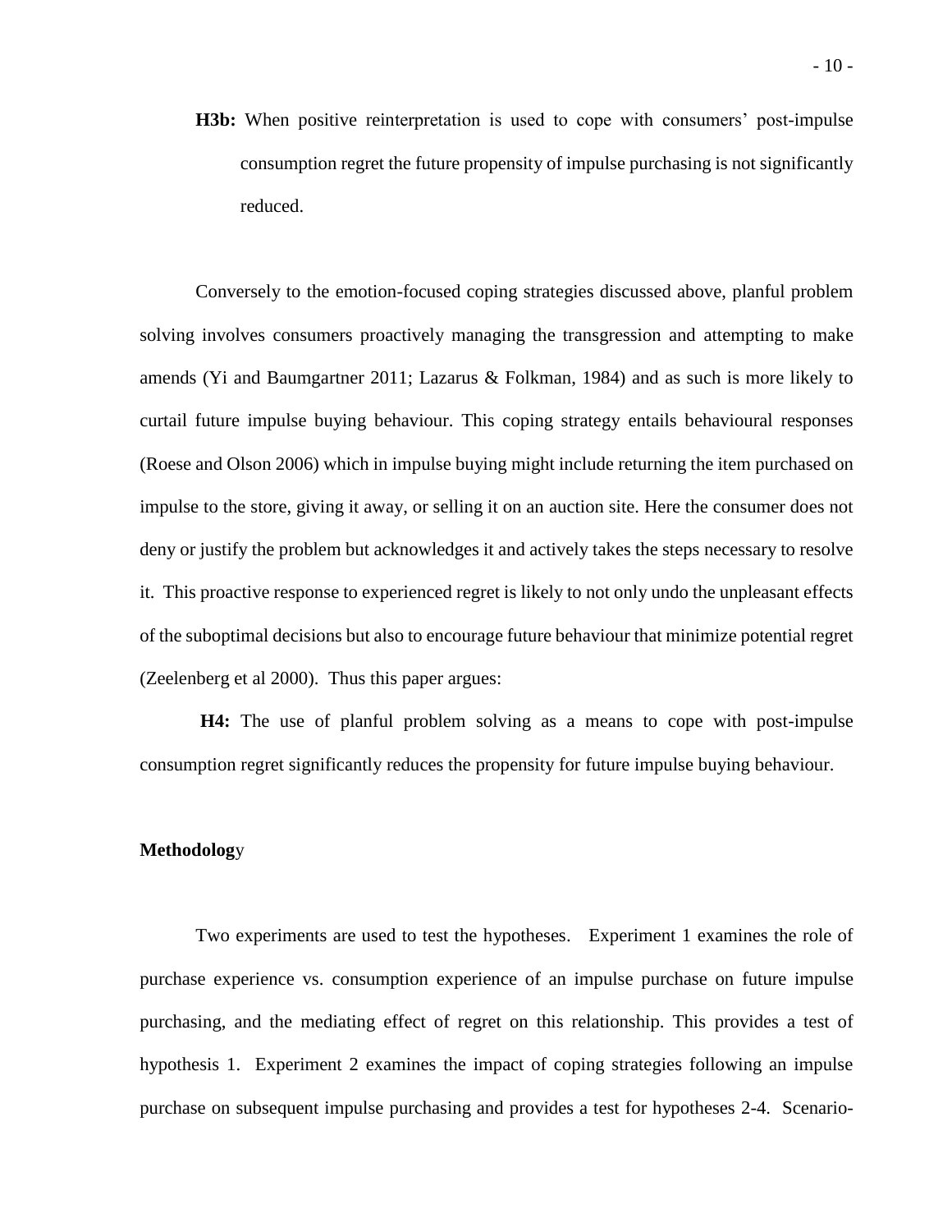**H3b:** When positive reinterpretation is used to cope with consumers' post-impulse consumption regret the future propensity of impulse purchasing is not significantly reduced.

Conversely to the emotion-focused coping strategies discussed above, planful problem solving involves consumers proactively managing the transgression and attempting to make amends (Yi and Baumgartner 2011; Lazarus & Folkman, 1984) and as such is more likely to curtail future impulse buying behaviour. This coping strategy entails behavioural responses (Roese and Olson 2006) which in impulse buying might include returning the item purchased on impulse to the store, giving it away, or selling it on an auction site. Here the consumer does not deny or justify the problem but acknowledges it and actively takes the steps necessary to resolve it. This proactive response to experienced regret is likely to not only undo the unpleasant effects of the suboptimal decisions but also to encourage future behaviour that minimize potential regret (Zeelenberg et al 2000). Thus this paper argues:

**H4:** The use of planful problem solving as a means to cope with post-impulse consumption regret significantly reduces the propensity for future impulse buying behaviour.

## Methodology

Two experiments are used to test the hypotheses. Experiment 1 examines the role of purchase experience vs. consumption experience of an impulse purchase on future impulse purchasing, and the mediating effect of regret on this relationship. This provides a test of hypothesis 1. Experiment 2 examines the impact of coping strategies following an impulse purchase on subsequent impulse purchasing and provides a test for hypotheses 2-4. Scenario-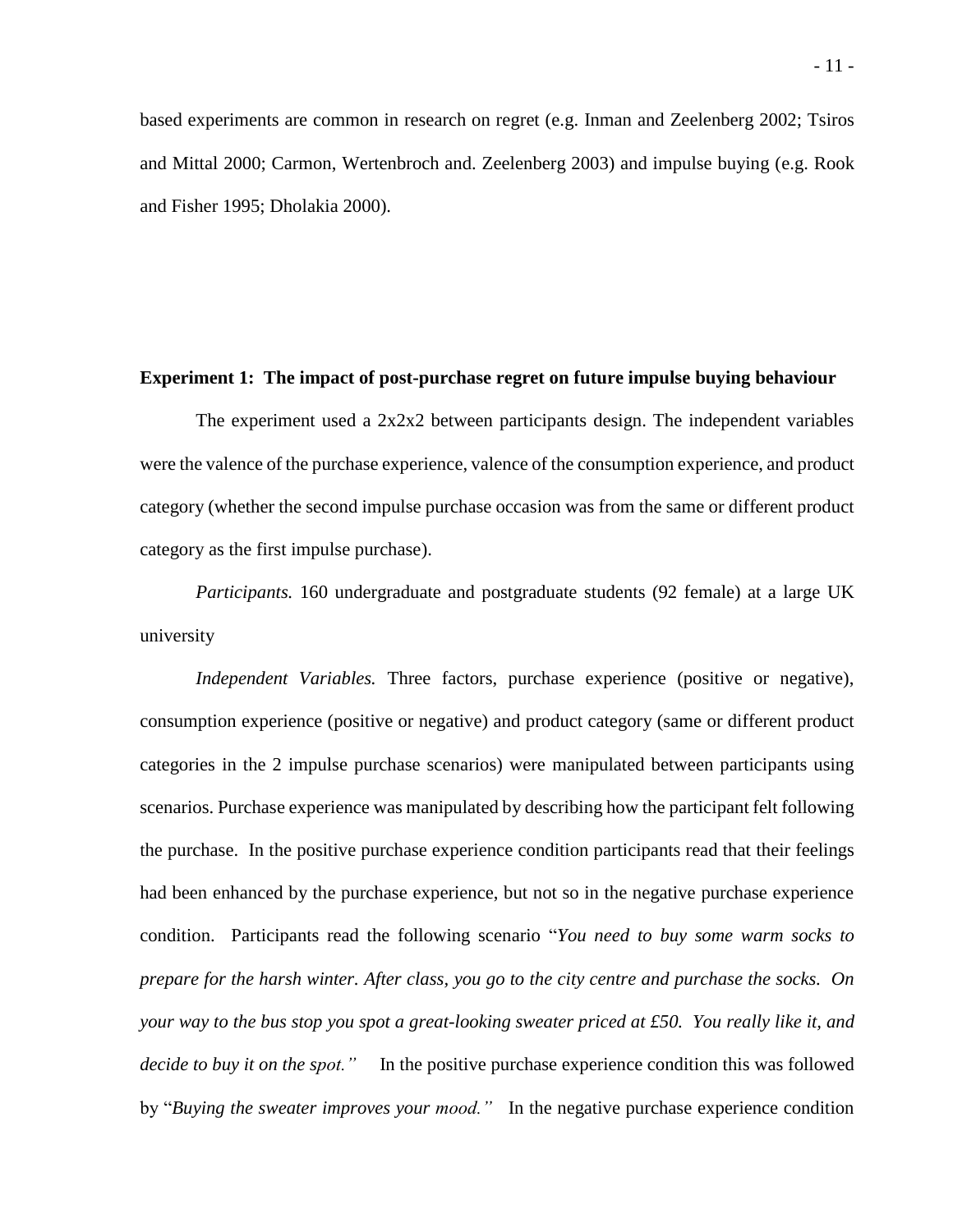based experiments are common in research on regret (e.g. Inman and Zeelenberg 2002; Tsiros and Mittal 2000; Carmon, Wertenbroch and. Zeelenberg 2003) and impulse buying (e.g. Rook and Fisher 1995; Dholakia 2000).

**Experiment 1: The impact of post-purchase regret on future impulse buying behaviour**

The experiment used a 2x2x2 between participants design. The independent variables were the valence of the purchase experience, valence of the consumption experience, and product category (whether the second impulse purchase occasion was from the same or different product category as the first impulse purchase).

*Participants.* 160 undergraduate and postgraduate students (92 female) at a large UK university

*Independent Variables.* Three factors, purchase experience (positive or negative), consumption experience (positive or negative) and product category (same or different product categories in the 2 impulse purchase scenarios) were manipulated between participants using scenarios. Purchase experience was manipulated by describing how the participant felt following the purchase. In the positive purchase experience condition participants read that their feelings had been enhanced by the purchase experience, but not so in the negative purchase experience condition. Participants read the following scenario "*You need to buy some warm socks to prepare for the harsh winter. After class, you go to the city centre and purchase the socks. On your way to the bus stop you spot a great-looking sweater priced at £50. You really like it, and decide to buy it on the spot.*" In the positive purchase experience condition this was followed by "*Buying the sweater improves your mood.*" In the negative purchase experience condition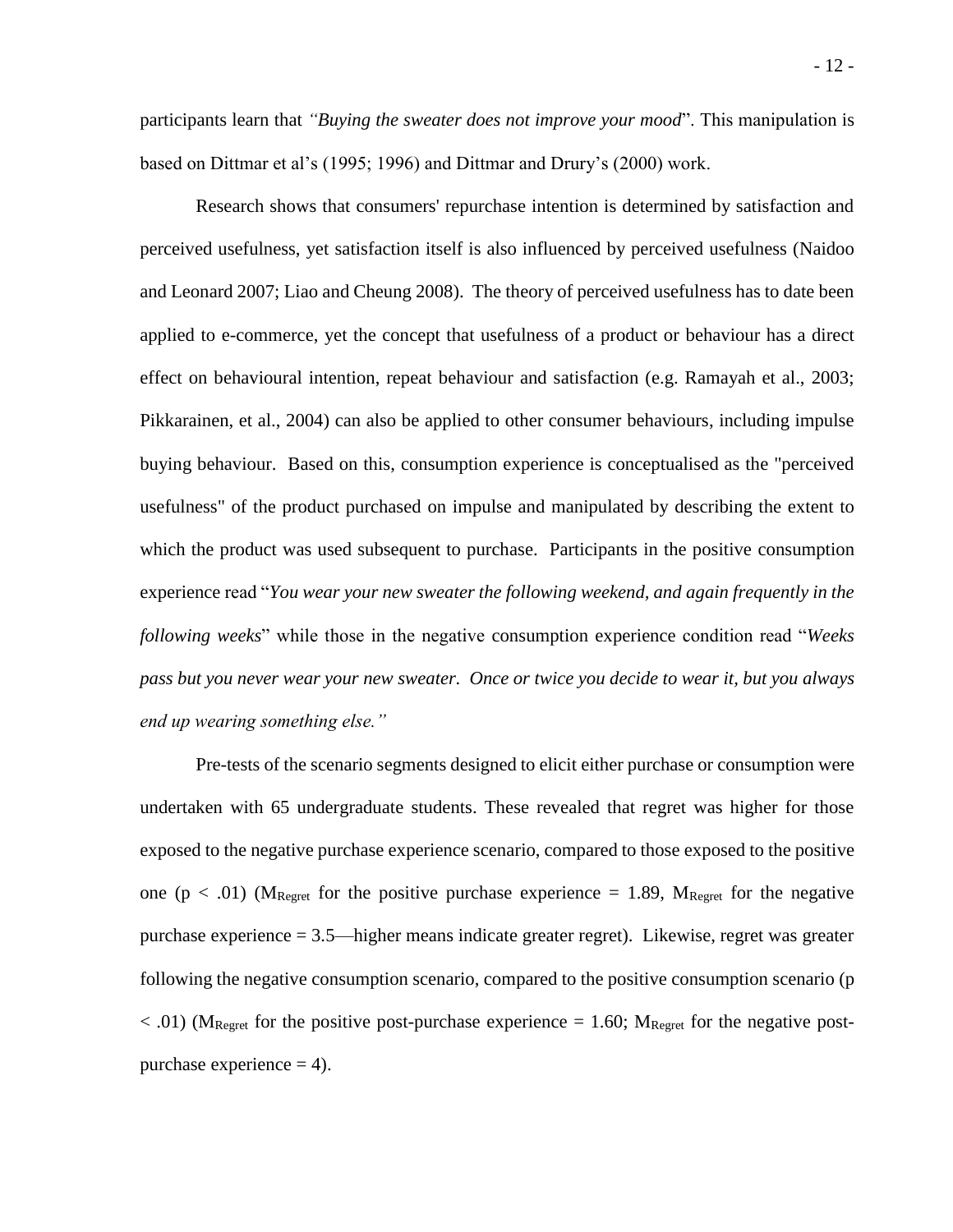participants learn that *"Buying the sweater does not improve your mood*". This manipulation is based on Dittmar et al's (1995; 1996) and Dittmar and Drury's (2000) work.

Research shows that consumers' repurchase intention is determined by satisfaction and perceived usefulness, yet satisfaction itself is also influenced by perceived usefulness (Naidoo and Leonard 2007; Liao and Cheung 2008). The theory of perceived usefulness has to date been applied to e-commerce, yet the concept that usefulness of a product or behaviour has a direct effect on behavioural intention, repeat behaviour and satisfaction (e.g. Ramayah et al., 2003; Pikkarainen, et al., 2004) can also be applied to other consumer behaviours, including impulse buying behaviour. Based on this, consumption experience is conceptualised as the "perceived usefulness" of the product purchased on impulse and manipulated by describing the extent to which the product was used subsequent to purchase. Participants in the positive consumption experience read "*You wear your new sweater the following weekend, and again frequently in the following weeks*" while those in the negative consumption experience condition read "*Weeks pass but you never wear your new sweater. Once or twice you decide to wear it, but you always end up wearing something else."*

Pre-tests of the scenario segments designed to elicit either purchase or consumption were undertaken with 65 undergraduate students. These revealed that regret was higher for those exposed to the negative purchase experience scenario, compared to those exposed to the positive one ($p < .01$) ($M_{Regret}$ for the positive purchase experience = 1.89, $M_{Regret}$ for the negative purchase experience = 3.5—higher means indicate greater regret). Likewise, regret was greater following the negative consumption scenario, compared to the positive consumption scenario ($p < .01$) ($M_{Regret}$ for the positive post-purchase experience = 1.60; $M_{Regret}$ for the negative post-purchase experience = 4).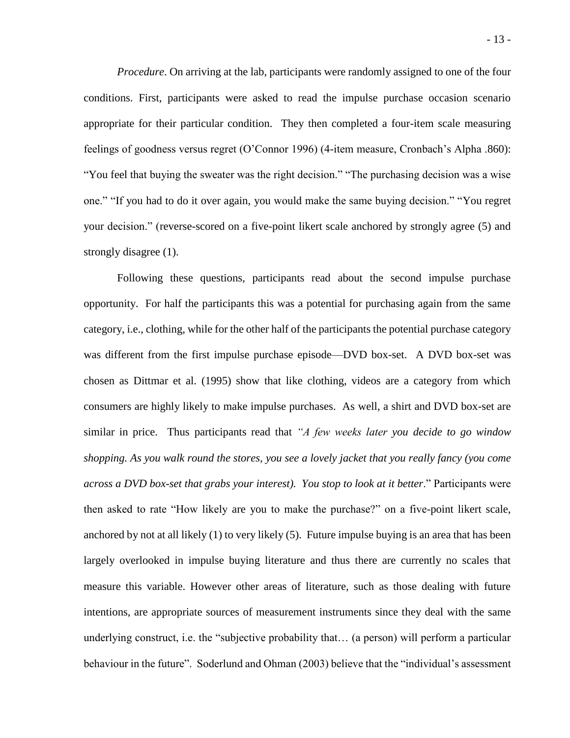*Procedure*. On arriving at the lab, participants were randomly assigned to one of the four conditions. First, participants were asked to read the impulse purchase occasion scenario appropriate for their particular condition. They then completed a four-item scale measuring feelings of goodness versus regret (O'Connor 1996) (4-item measure, Cronbach's Alpha .860): "You feel that buying the sweater was the right decision." "The purchasing decision was a wise one." "If you had to do it over again, you would make the same buying decision." "You regret your decision." (reverse-scored on a five-point likert scale anchored by strongly agree (5) and strongly disagree (1).

Following these questions, participants read about the second impulse purchase opportunity. For half the participants this was a potential for purchasing again from the same category, i.e., clothing, while for the other half of the participants the potential purchase category was different from the first impulse purchase episode—DVD box-set. A DVD box-set was chosen as Dittmar et al. (1995) show that like clothing, videos are a category from which consumers are highly likely to make impulse purchases. As well, a shirt and DVD box-set are similar in price. Thus participants read that *"A few weeks later you decide to go window shopping. As you walk round the stores, you see a lovely jacket that you really fancy (you come across a DVD box-set that grabs your interest). You stop to look at it better*." Participants were then asked to rate "How likely are you to make the purchase?" on a five-point likert scale, anchored by not at all likely (1) to very likely (5). Future impulse buying is an area that has been largely overlooked in impulse buying literature and thus there are currently no scales that measure this variable. However other areas of literature, such as those dealing with future intentions, are appropriate sources of measurement instruments since they deal with the same underlying construct, i.e. the "subjective probability that… (a person) will perform a particular behaviour in the future". Soderlund and Ohman (2003) believe that the "individual's assessment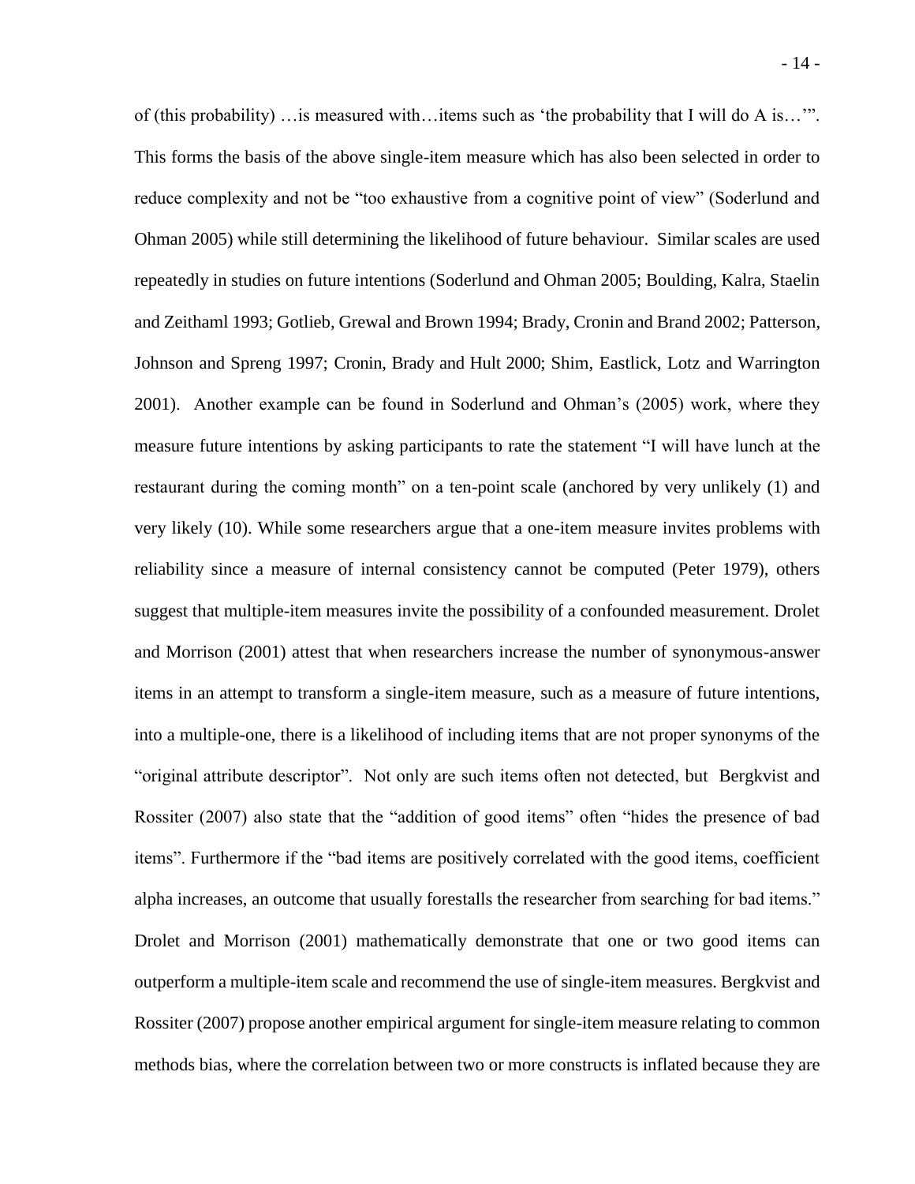of (this probability) …is measured with…items such as 'the probability that I will do A is…'". This forms the basis of the above single-item measure which has also been selected in order to reduce complexity and not be "too exhaustive from a cognitive point of view" (Soderlund and Ohman 2005) while still determining the likelihood of future behaviour. Similar scales are used repeatedly in studies on future intentions (Soderlund and Ohman 2005; Boulding, Kalra, Staelin and Zeithaml 1993; Gotlieb, Grewal and Brown 1994; Brady, Cronin and Brand 2002; Patterson, Johnson and Spreng 1997; Cronin, Brady and Hult 2000; Shim, Eastlick, Lotz and Warrington 2001). Another example can be found in Soderlund and Ohman's (2005) work, where they measure future intentions by asking participants to rate the statement "I will have lunch at the restaurant during the coming month" on a ten-point scale (anchored by very unlikely (1) and very likely (10). While some researchers argue that a one-item measure invites problems with reliability since a measure of internal consistency cannot be computed (Peter 1979), others suggest that multiple-item measures invite the possibility of a confounded measurement. Drolet and Morrison (2001) attest that when researchers increase the number of synonymous-answer items in an attempt to transform a single-item measure, such as a measure of future intentions, into a multiple-one, there is a likelihood of including items that are not proper synonyms of the "original attribute descriptor". Not only are such items often not detected, but Bergkvist and Rossiter (2007) also state that the "addition of good items" often "hides the presence of bad items". Furthermore if the "bad items are positively correlated with the good items, coefficient alpha increases, an outcome that usually forestalls the researcher from searching for bad items." Drolet and Morrison (2001) mathematically demonstrate that one or two good items can outperform a multiple-item scale and recommend the use of single-item measures. Bergkvist and Rossiter (2007) propose another empirical argument for single-item measure relating to common methods bias, where the correlation between two or more constructs is inflated because they are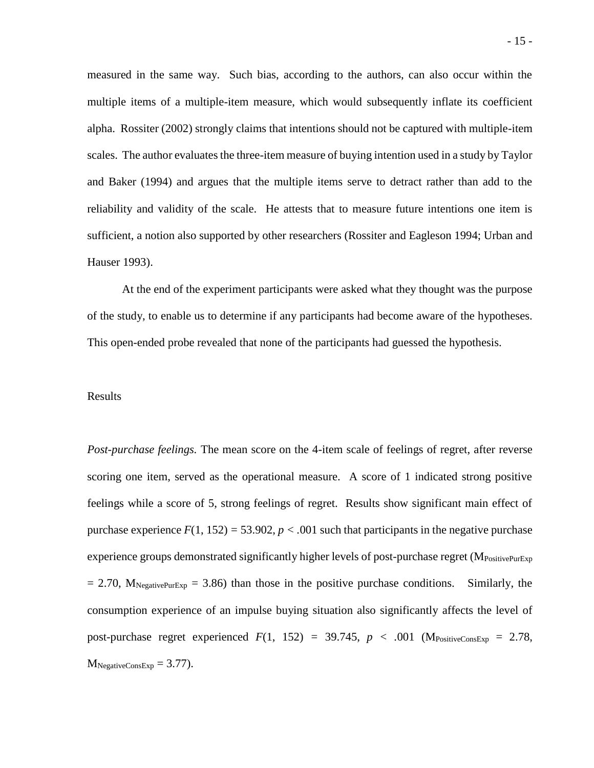measured in the same way. Such bias, according to the authors, can also occur within the multiple items of a multiple-item measure, which would subsequently inflate its coefficient alpha. Rossiter (2002) strongly claims that intentions should not be captured with multiple-item scales. The author evaluates the three-item measure of buying intention used in a study by Taylor and Baker (1994) and argues that the multiple items serve to detract rather than add to the reliability and validity of the scale. He attests that to measure future intentions one item is sufficient, a notion also supported by other researchers (Rossiter and Eagleson 1994; Urban and Hauser 1993).

At the end of the experiment participants were asked what they thought was the purpose of the study, to enable us to determine if any participants had become aware of the hypotheses. This open-ended probe revealed that none of the participants had guessed the hypothesis.

## Results

*Post-purchase feelings.* The mean score on the 4-item scale of feelings of regret, after reverse scoring one item, served as the operational measure. A score of 1 indicated strong positive feelings while a score of 5, strong feelings of regret. Results show significant main effect of purchase experience $F(1, 152) = 53.902$, $p < .001$ such that participants in the negative purchase experience groups demonstrated significantly higher levels of post-purchase regret ($M_{PositivePurExp} = 2.70$, $M_{NegativePurExp} = 3.86$) than those in the positive purchase conditions. Similarly, the consumption experience of an impulse buying situation also significantly affects the level of post-purchase regret experienced $F(1, 152) = 39.745$, $p < .001$ ($M_{PositiveConsExp} = 2.78$, $M_{NegativeConsExp} = 3.77$).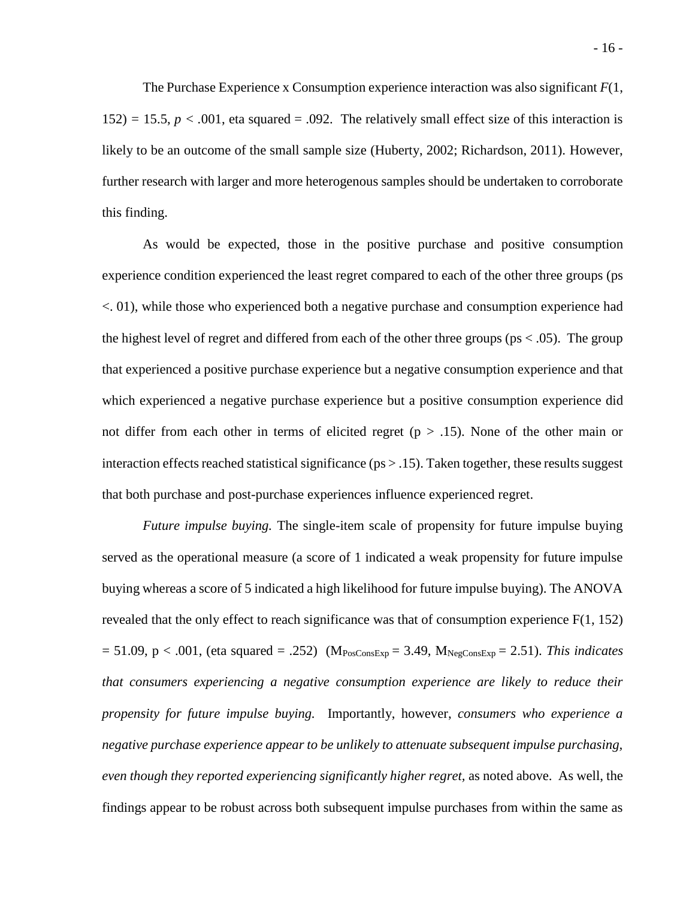The Purchase Experience x Consumption experience interaction was also significant $F(1, 152) = 15.5$, $p < .001$, eta squared = .092. The relatively small effect size of this interaction is likely to be an outcome of the small sample size (Huberty, 2002; Richardson, 2011). However, further research with larger and more heterogenous samples should be undertaken to corroborate this finding.

As would be expected, those in the positive purchase and positive consumption experience condition experienced the least regret compared to each of the other three groups (ps <. 01), while those who experienced both a negative purchase and consumption experience had the highest level of regret and differed from each of the other three groups (ps < .05). The group that experienced a positive purchase experience but a negative consumption experience and that which experienced a negative purchase experience but a positive consumption experience did not differ from each other in terms of elicited regret ($p > .15$). None of the other main or interaction effects reached statistical significance (ps > .15). Taken together, these results suggest that both purchase and post-purchase experiences influence experienced regret.

*Future impulse buying.* The single-item scale of propensity for future impulse buying served as the operational measure (a score of 1 indicated a weak propensity for future impulse buying whereas a score of 5 indicated a high likelihood for future impulse buying). The ANOVA revealed that the only effect to reach significance was that of consumption experience $F(1, 152) = 51.09$, $p < .001$, (eta squared = .252) ($M_{PosConsExp} = 3.49$, $M_{NegConsExp} = 2.51$). *This indicates that consumers experiencing a negative consumption experience are likely to reduce their propensity for future impulse buying.* Importantly, however, *consumers who experience a negative purchase experience appear to be unlikely to attenuate subsequent impulse purchasing, even though they reported experiencing significantly higher regret,* as noted above. As well, the findings appear to be robust across both subsequent impulse purchases from within the same as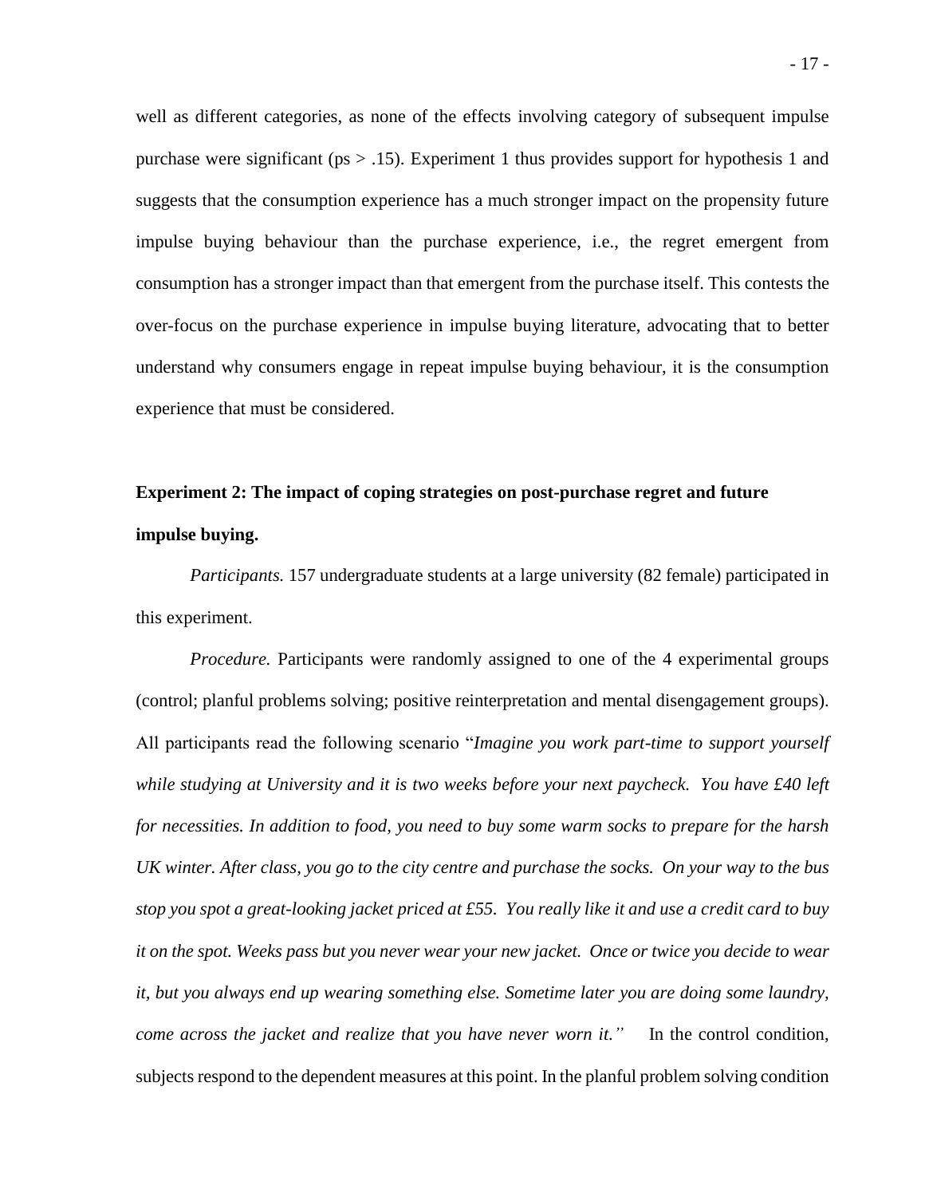well as different categories, as none of the effects involving category of subsequent impulse purchase were significant (ps > .15). Experiment 1 thus provides support for hypothesis 1 and suggests that the consumption experience has a much stronger impact on the propensity future impulse buying behaviour than the purchase experience, i.e., the regret emergent from consumption has a stronger impact than that emergent from the purchase itself. This contests the over-focus on the purchase experience in impulse buying literature, advocating that to better understand why consumers engage in repeat impulse buying behaviour, it is the consumption experience that must be considered.

**Experiment 2: The impact of coping strategies on post-purchase regret and future impulse buying.**

*Participants.* 157 undergraduate students at a large university (82 female) participated in this experiment.

*Procedure.* Participants were randomly assigned to one of the 4 experimental groups (control; planful problems solving; positive reinterpretation and mental disengagement groups). All participants read the following scenario "*Imagine you work part-time to support yourself while studying at University and it is two weeks before your next paycheck. You have £40 left for necessities. In addition to food, you need to buy some warm socks to prepare for the harsh UK winter. After class, you go to the city centre and purchase the socks. On your way to the bus stop you spot a great-looking jacket priced at £55. You really like it and use a credit card to buy it on the spot. Weeks pass but you never wear your new jacket. Once or twice you decide to wear it, but you always end up wearing something else. Sometime later you are doing some laundry, come across the jacket and realize that you have never worn it."* In the control condition, subjects respond to the dependent measures at this point. In the planful problem solving condition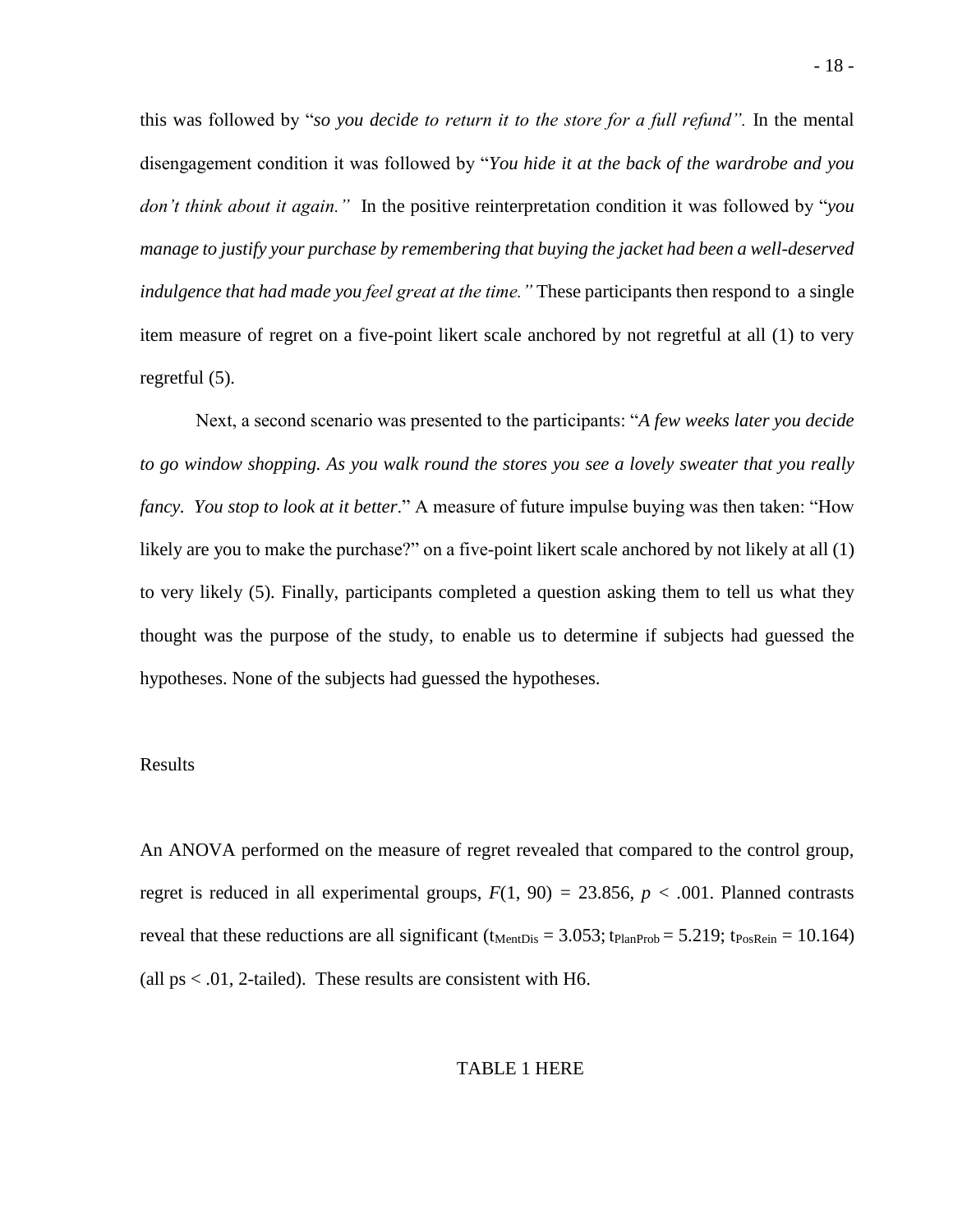this was followed by "*so you decide to return it to the store for a full refund".* In the mental disengagement condition it was followed by "*You hide it at the back of the wardrobe and you don't think about it again."* In the positive reinterpretation condition it was followed by "*you manage to justify your purchase by remembering that buying the jacket had been a well-deserved indulgence that had made you feel great at the time."* These participants then respond to a single item measure of regret on a five-point likert scale anchored by not regretful at all (1) to very regretful (5).

Next, a second scenario was presented to the participants: "*A few weeks later you decide to go window shopping. As you walk round the stores you see a lovely sweater that you really fancy. You stop to look at it better*." A measure of future impulse buying was then taken: "How likely are you to make the purchase?" on a five-point likert scale anchored by not likely at all (1) to very likely (5). Finally, participants completed a question asking them to tell us what they thought was the purpose of the study, to enable us to determine if subjects had guessed the hypotheses. None of the subjects had guessed the hypotheses.

## Results

An ANOVA performed on the measure of regret revealed that compared to the control group, regret is reduced in all experimental groups, $F(1, 90) = 23.856$, $p < .001$. Planned contrasts reveal that these reductions are all significant ($t_{MentDis} = 3.053$; $t_{PlanProb} = 5.219$; $t_{PosRein} = 10.164$) (all ps < .01, 2-tailed). These results are consistent with H6.

TABLE 1 HERE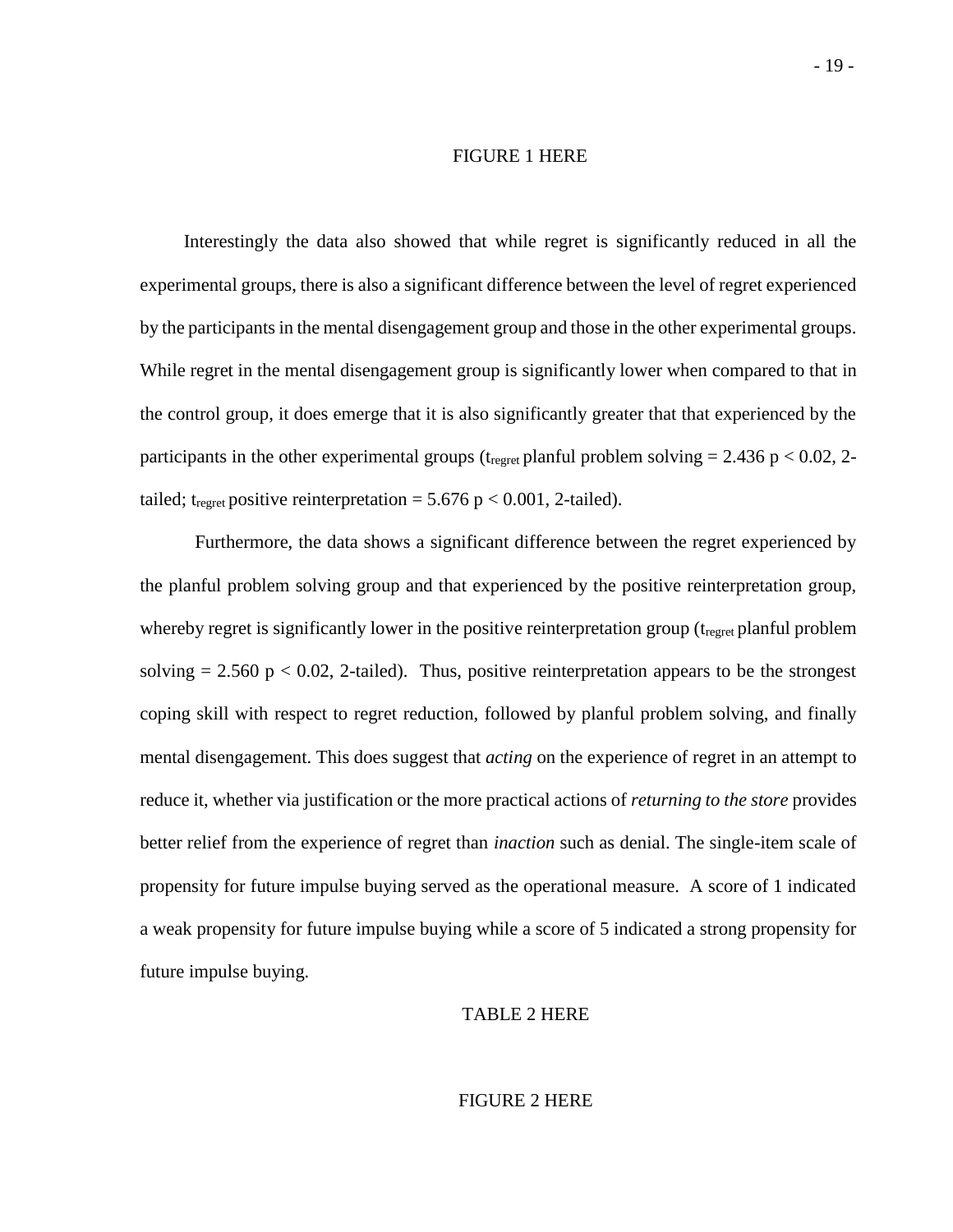FIGURE 1 HERE

Interestingly the data also showed that while regret is significantly reduced in all the experimental groups, there is also a significant difference between the level of regret experienced by the participants in the mental disengagement group and those in the other experimental groups. While regret in the mental disengagement group is significantly lower when compared to that in the control group, it does emerge that it is also significantly greater that that experienced by the participants in the other experimental groups ($t_{regret}$ planful problem solving = 2.436 $p < 0.02$, 2-tailed; $t_{regret}$ positive reinterpretation = 5.676 $p < 0.001$, 2-tailed).

Furthermore, the data shows a significant difference between the regret experienced by the planful problem solving group and that experienced by the positive reinterpretation group, whereby regret is significantly lower in the positive reinterpretation group ($t_{regret}$ planful problem solving = 2.560 $p < 0.02$, 2-tailed). Thus, positive reinterpretation appears to be the strongest coping skill with respect to regret reduction, followed by planful problem solving, and finally mental disengagement. This does suggest that *acting* on the experience of regret in an attempt to reduce it, whether via justification or the more practical actions of *returning to the store* provides better relief from the experience of regret than *inaction* such as denial. The single-item scale of propensity for future impulse buying served as the operational measure. A score of 1 indicated a weak propensity for future impulse buying while a score of 5 indicated a strong propensity for future impulse buying.

TABLE 2 HERE

FIGURE 2 HERE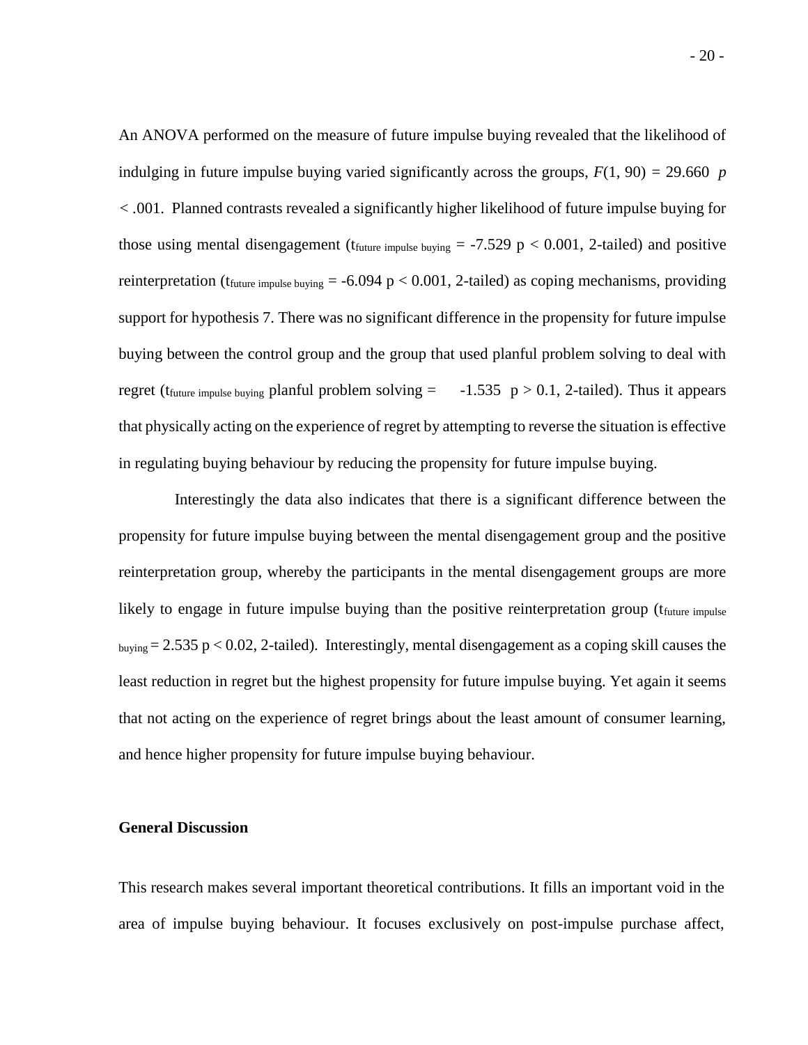An ANOVA performed on the measure of future impulse buying revealed that the likelihood of indulging in future impulse buying varied significantly across the groups, $F(1, 90) = 29.660$ $p < .001$. Planned contrasts revealed a significantly higher likelihood of future impulse buying for those using mental disengagement ($t_{\text{future impulse buying}} = -7.529$ $p < 0.001$, 2-tailed) and positive reinterpretation ($t_{\text{future impulse buying}} = -6.094$ $p < 0.001$, 2-tailed) as coping mechanisms, providing support for hypothesis 7. There was no significant difference in the propensity for future impulse buying between the control group and the group that used planful problem solving to deal with regret ($t_{\text{future impulse buying}}$ planful problem solving = $-1.535$ $p > 0.1$, 2-tailed). Thus it appears that physically acting on the experience of regret by attempting to reverse the situation is effective in regulating buying behaviour by reducing the propensity for future impulse buying.

Interestingly the data also indicates that there is a significant difference between the propensity for future impulse buying between the mental disengagement group and the positive reinterpretation group, whereby the participants in the mental disengagement groups are more likely to engage in future impulse buying than the positive reinterpretation group ($t_{\text{future impulse buying}} = 2.535$ $p < 0.02$, 2-tailed). Interestingly, mental disengagement as a coping skill causes the least reduction in regret but the highest propensity for future impulse buying. Yet again it seems that not acting on the experience of regret brings about the least amount of consumer learning, and hence higher propensity for future impulse buying behaviour.

**General Discussion**

This research makes several important theoretical contributions. It fills an important void in the area of impulse buying behaviour. It focuses exclusively on post-impulse purchase affect,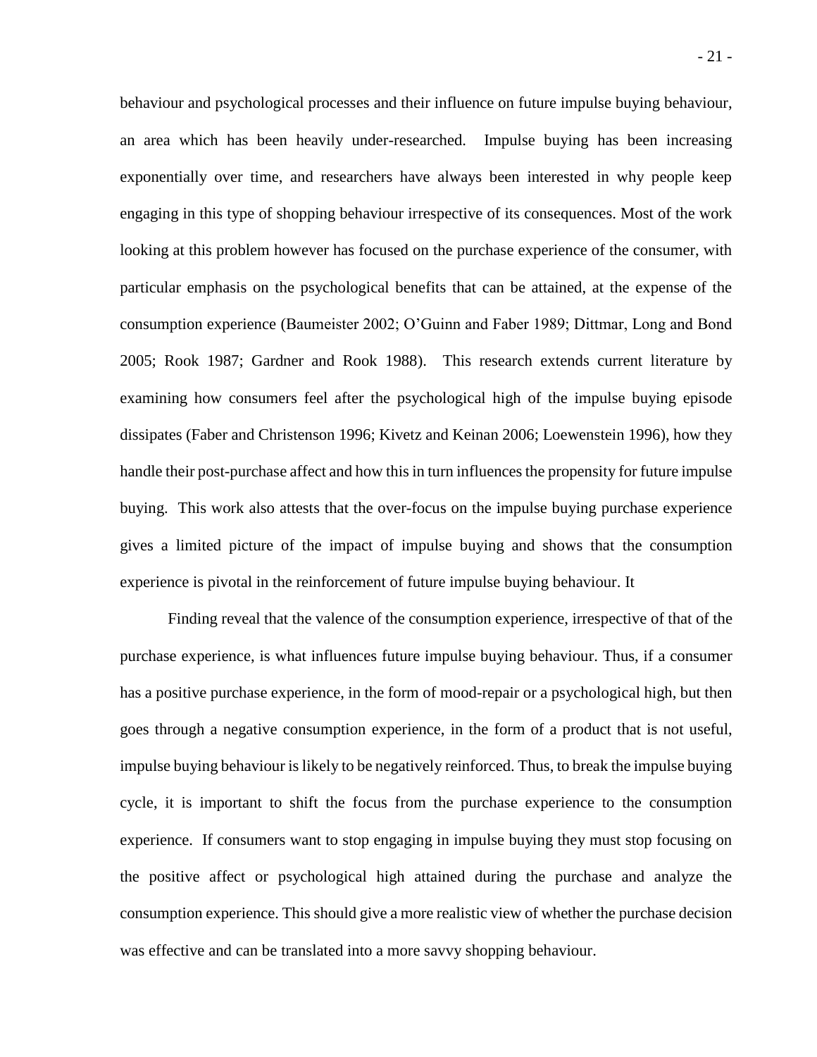behaviour and psychological processes and their influence on future impulse buying behaviour, an area which has been heavily under-researched. Impulse buying has been increasing exponentially over time, and researchers have always been interested in why people keep engaging in this type of shopping behaviour irrespective of its consequences. Most of the work looking at this problem however has focused on the purchase experience of the consumer, with particular emphasis on the psychological benefits that can be attained, at the expense of the consumption experience (Baumeister 2002; O'Guinn and Faber 1989; Dittmar, Long and Bond 2005; Rook 1987; Gardner and Rook 1988). This research extends current literature by examining how consumers feel after the psychological high of the impulse buying episode dissipates (Faber and Christenson 1996; Kivetz and Keinan 2006; Loewenstein 1996), how they handle their post-purchase affect and how this in turn influences the propensity for future impulse buying. This work also attests that the over-focus on the impulse buying purchase experience gives a limited picture of the impact of impulse buying and shows that the consumption experience is pivotal in the reinforcement of future impulse buying behaviour. It

Finding reveal that the valence of the consumption experience, irrespective of that of the purchase experience, is what influences future impulse buying behaviour. Thus, if a consumer has a positive purchase experience, in the form of mood-repair or a psychological high, but then goes through a negative consumption experience, in the form of a product that is not useful, impulse buying behaviour is likely to be negatively reinforced. Thus, to break the impulse buying cycle, it is important to shift the focus from the purchase experience to the consumption experience. If consumers want to stop engaging in impulse buying they must stop focusing on the positive affect or psychological high attained during the purchase and analyze the consumption experience. This should give a more realistic view of whether the purchase decision was effective and can be translated into a more savvy shopping behaviour.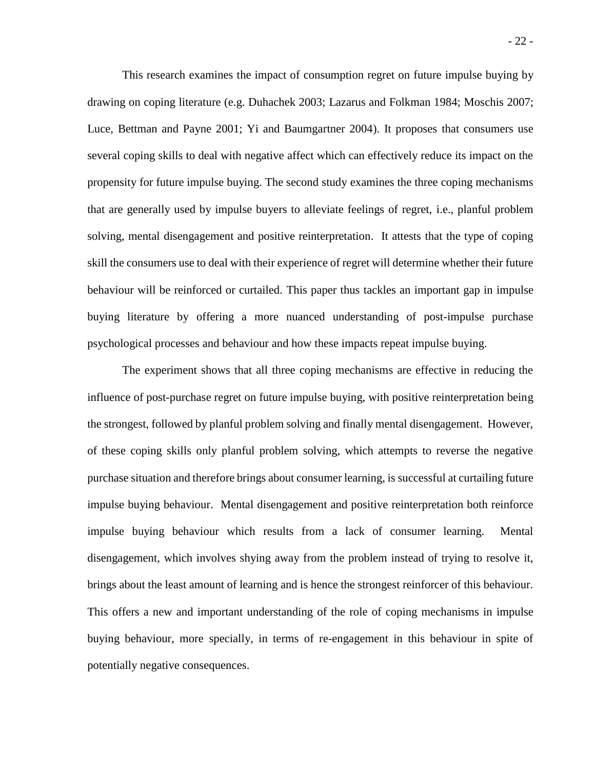This research examines the impact of consumption regret on future impulse buying by drawing on coping literature (e.g. Duhachek 2003; Lazarus and Folkman 1984; Moschis 2007; Luce, Bettman and Payne 2001; Yi and Baumgartner 2004). It proposes that consumers use several coping skills to deal with negative affect which can effectively reduce its impact on the propensity for future impulse buying. The second study examines the three coping mechanisms that are generally used by impulse buyers to alleviate feelings of regret, i.e., planful problem solving, mental disengagement and positive reinterpretation. It attests that the type of coping skill the consumers use to deal with their experience of regret will determine whether their future behaviour will be reinforced or curtailed. This paper thus tackles an important gap in impulse buying literature by offering a more nuanced understanding of post-impulse purchase psychological processes and behaviour and how these impacts repeat impulse buying.

The experiment shows that all three coping mechanisms are effective in reducing the influence of post-purchase regret on future impulse buying, with positive reinterpretation being the strongest, followed by planful problem solving and finally mental disengagement. However, of these coping skills only planful problem solving, which attempts to reverse the negative purchase situation and therefore brings about consumer learning, is successful at curtailing future impulse buying behaviour. Mental disengagement and positive reinterpretation both reinforce impulse buying behaviour which results from a lack of consumer learning. Mental disengagement, which involves shying away from the problem instead of trying to resolve it, brings about the least amount of learning and is hence the strongest reinforcer of this behaviour. This offers a new and important understanding of the role of coping mechanisms in impulse buying behaviour, more specially, in terms of re-engagement in this behaviour in spite of potentially negative consequences.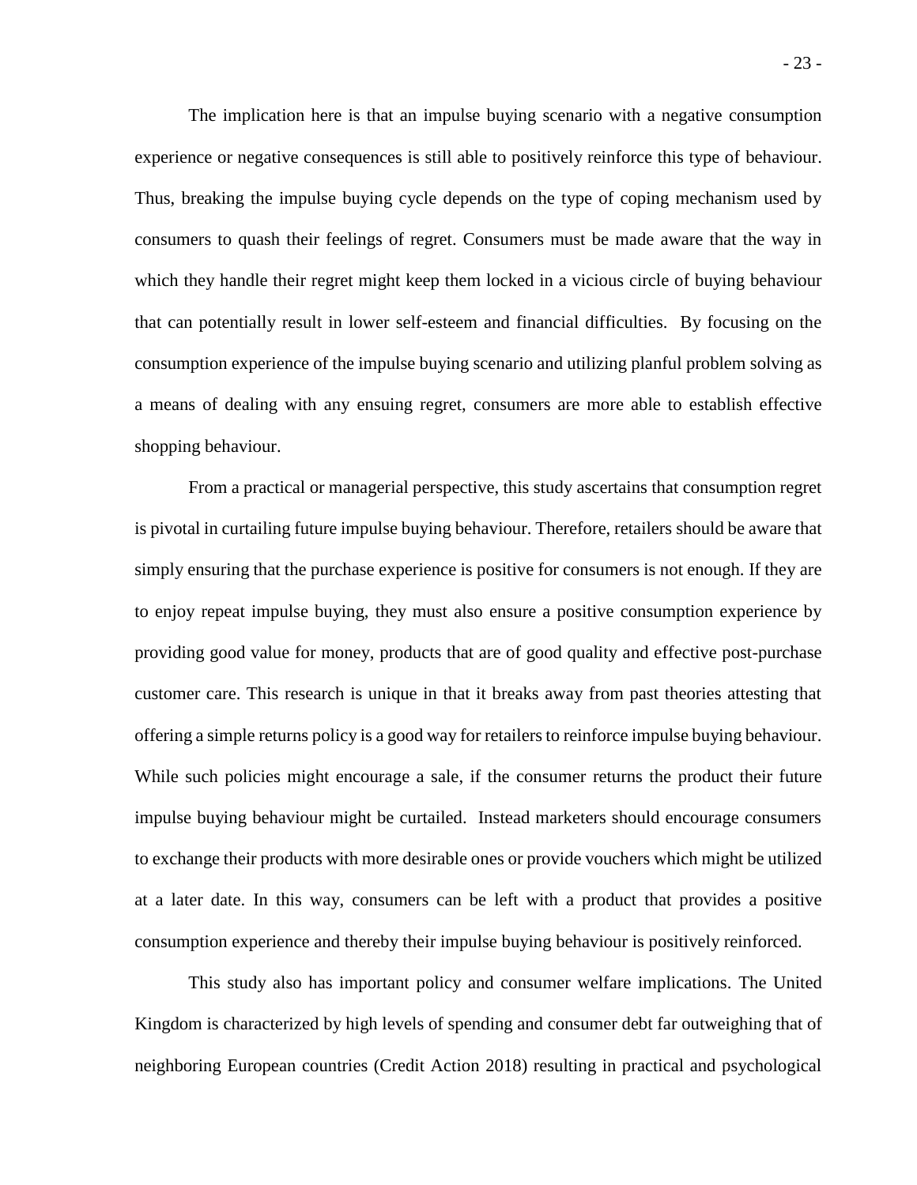The implication here is that an impulse buying scenario with a negative consumption experience or negative consequences is still able to positively reinforce this type of behaviour. Thus, breaking the impulse buying cycle depends on the type of coping mechanism used by consumers to quash their feelings of regret. Consumers must be made aware that the way in which they handle their regret might keep them locked in a vicious circle of buying behaviour that can potentially result in lower self-esteem and financial difficulties. By focusing on the consumption experience of the impulse buying scenario and utilizing planful problem solving as a means of dealing with any ensuing regret, consumers are more able to establish effective shopping behaviour.

From a practical or managerial perspective, this study ascertains that consumption regret is pivotal in curtailing future impulse buying behaviour. Therefore, retailers should be aware that simply ensuring that the purchase experience is positive for consumers is not enough. If they are to enjoy repeat impulse buying, they must also ensure a positive consumption experience by providing good value for money, products that are of good quality and effective post-purchase customer care. This research is unique in that it breaks away from past theories attesting that offering a simple returns policy is a good way for retailers to reinforce impulse buying behaviour. While such policies might encourage a sale, if the consumer returns the product their future impulse buying behaviour might be curtailed. Instead marketers should encourage consumers to exchange their products with more desirable ones or provide vouchers which might be utilized at a later date. In this way, consumers can be left with a product that provides a positive consumption experience and thereby their impulse buying behaviour is positively reinforced.

This study also has important policy and consumer welfare implications. The United Kingdom is characterized by high levels of spending and consumer debt far outweighing that of neighboring European countries (Credit Action 2018) resulting in practical and psychological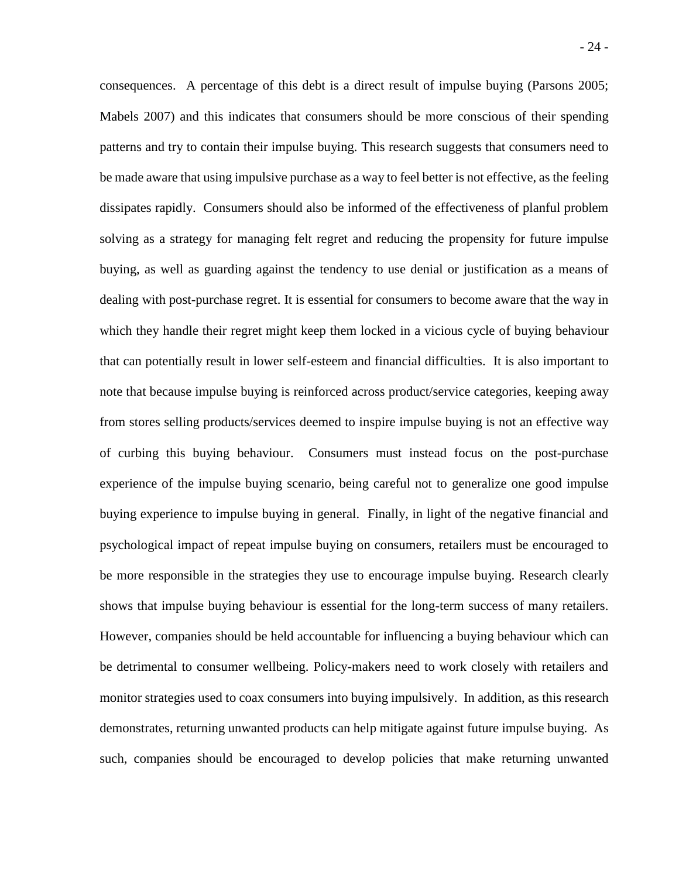consequences. A percentage of this debt is a direct result of impulse buying (Parsons 2005; Mabels 2007) and this indicates that consumers should be more conscious of their spending patterns and try to contain their impulse buying. This research suggests that consumers need to be made aware that using impulsive purchase as a way to feel better is not effective, as the feeling dissipates rapidly. Consumers should also be informed of the effectiveness of planful problem solving as a strategy for managing felt regret and reducing the propensity for future impulse buying, as well as guarding against the tendency to use denial or justification as a means of dealing with post-purchase regret. It is essential for consumers to become aware that the way in which they handle their regret might keep them locked in a vicious cycle of buying behaviour that can potentially result in lower self-esteem and financial difficulties. It is also important to note that because impulse buying is reinforced across product/service categories, keeping away from stores selling products/services deemed to inspire impulse buying is not an effective way of curbing this buying behaviour. Consumers must instead focus on the post-purchase experience of the impulse buying scenario, being careful not to generalize one good impulse buying experience to impulse buying in general. Finally, in light of the negative financial and psychological impact of repeat impulse buying on consumers, retailers must be encouraged to be more responsible in the strategies they use to encourage impulse buying. Research clearly shows that impulse buying behaviour is essential for the long-term success of many retailers. However, companies should be held accountable for influencing a buying behaviour which can be detrimental to consumer wellbeing. Policy-makers need to work closely with retailers and monitor strategies used to coax consumers into buying impulsively. In addition, as this research demonstrates, returning unwanted products can help mitigate against future impulse buying. As such, companies should be encouraged to develop policies that make returning unwanted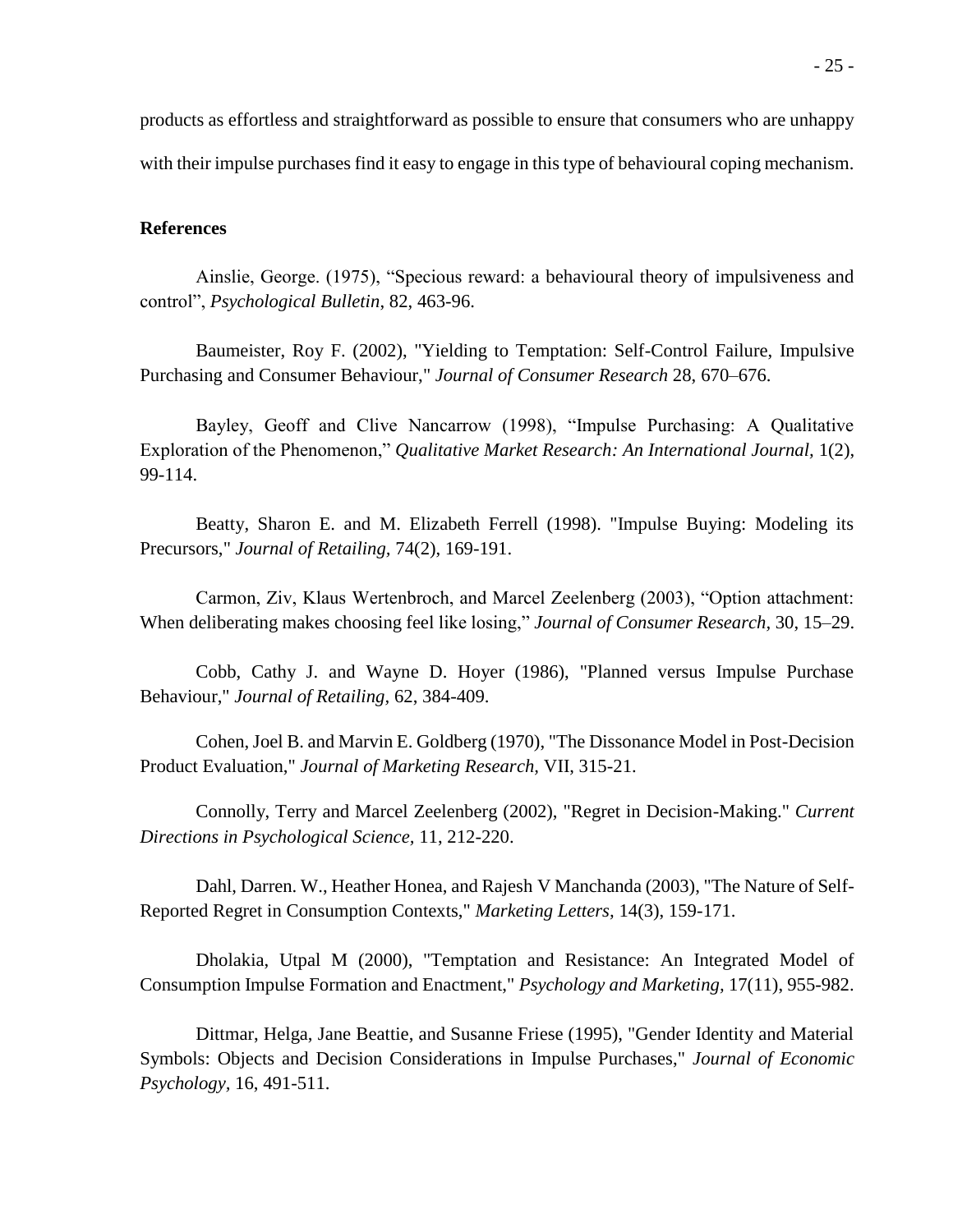products as effortless and straightforward as possible to ensure that consumers who are unhappy with their impulse purchases find it easy to engage in this type of behavioural coping mechanism.

**References**

Ainslie, George. (1975), "Specious reward: a behavioural theory of impulsiveness and control", *Psychological Bulletin*, 82, 463-96.

Baumeister, Roy F. (2002), "Yielding to Temptation: Self-Control Failure, Impulsive Purchasing and Consumer Behaviour," *Journal of Consumer Research* 28, 670–676.

Bayley, Geoff and Clive Nancarrow (1998), "Impulse Purchasing: A Qualitative Exploration of the Phenomenon," *Qualitative Market Research: An International Journal,* 1(2), 99-114.

Beatty, Sharon E. and M. Elizabeth Ferrell (1998). "Impulse Buying: Modeling its Precursors," *Journal of Retailing,* 74(2), 169-191.

Carmon, Ziv, Klaus Wertenbroch, and Marcel Zeelenberg (2003), "Option attachment: When deliberating makes choosing feel like losing," *Journal of Consumer Research,* 30, 15–29.

Cobb, Cathy J. and Wayne D. Hoyer (1986), "Planned versus Impulse Purchase Behaviour," *Journal of Retailing,* 62, 384-409.

Cohen, Joel B. and Marvin E. Goldberg (1970), "The Dissonance Model in Post-Decision Product Evaluation," *Journal of Marketing Research,* VII, 315-21.

Connolly, Terry and Marcel Zeelenberg (2002), "Regret in Decision-Making." *Current Directions in Psychological Science,* 11, 212-220.

Dahl, Darren. W., Heather Honea, and Rajesh V Manchanda (2003), "The Nature of Self-Reported Regret in Consumption Contexts," *Marketing Letters,* 14(3), 159-171.

Dholakia, Utpal M (2000), "Temptation and Resistance: An Integrated Model of Consumption Impulse Formation and Enactment," *Psychology and Marketing,* 17(11), 955-982.

Dittmar, Helga, Jane Beattie, and Susanne Friese (1995), "Gender Identity and Material Symbols: Objects and Decision Considerations in Impulse Purchases," *Journal of Economic Psychology,* 16, 491-511.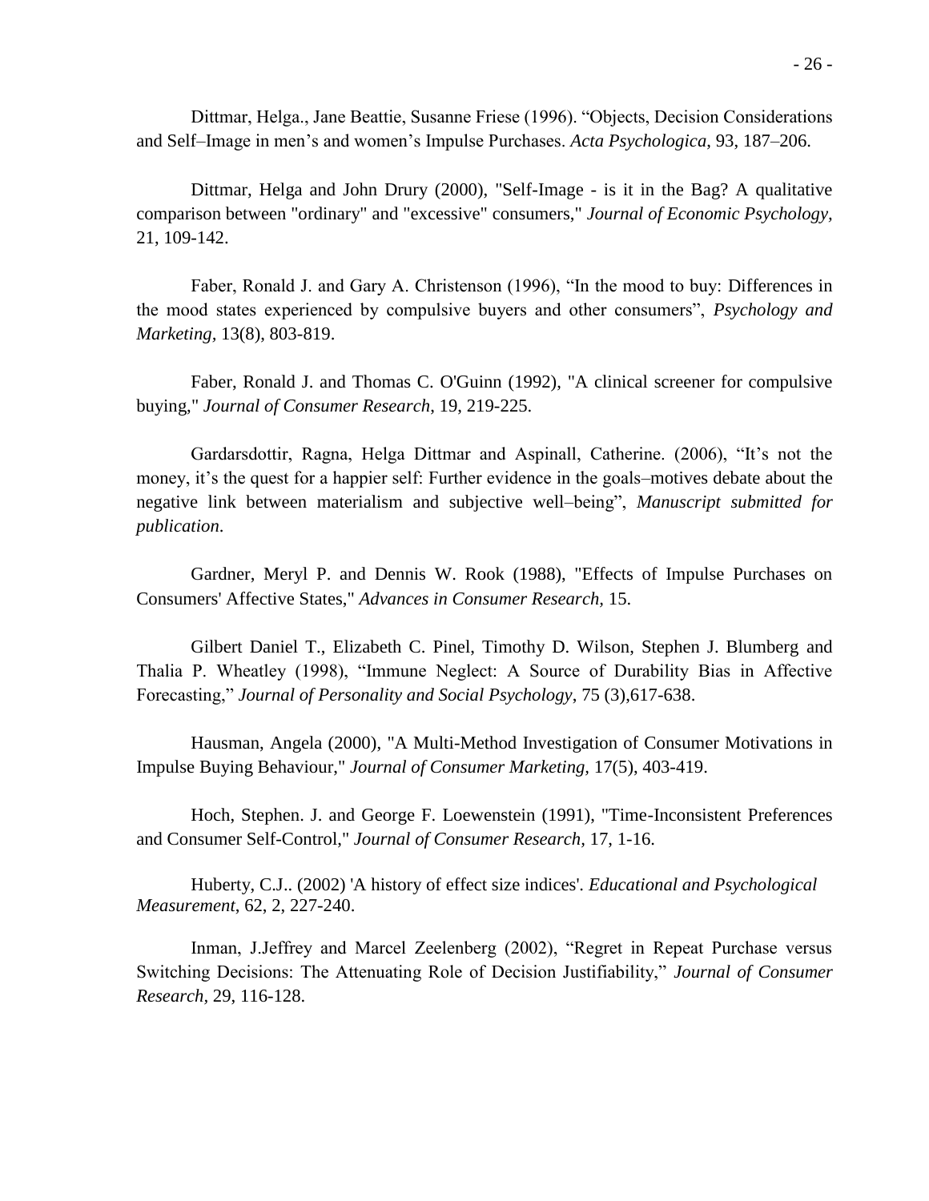Dittmar, Helga., Jane Beattie, Susanne Friese (1996). "Objects, Decision Considerations and Self–Image in men's and women's Impulse Purchases. *Acta Psychologica*, 93, 187–206.

Dittmar, Helga and John Drury (2000), "Self-Image - is it in the Bag? A qualitative comparison between "ordinary" and "excessive" consumers," *Journal of Economic Psychology*, 21, 109-142.

Faber, Ronald J. and Gary A. Christenson (1996), "In the mood to buy: Differences in the mood states experienced by compulsive buyers and other consumers", *Psychology and Marketing*, 13(8), 803-819.

Faber, Ronald J. and Thomas C. O'Guinn (1992), "A clinical screener for compulsive buying," *Journal of Consumer Research*, 19, 219-225.

Gardarsdottir, Ragna, Helga Dittmar and Aspinall, Catherine. (2006), "It's not the money, it's the quest for a happier self: Further evidence in the goals–motives debate about the negative link between materialism and subjective well–being", *Manuscript submitted for publication*.

Gardner, Meryl P. and Dennis W. Rook (1988), "Effects of Impulse Purchases on Consumers' Affective States," *Advances in Consumer Research*, 15.

Gilbert Daniel T., Elizabeth C. Pinel, Timothy D. Wilson, Stephen J. Blumberg and Thalia P. Wheatley (1998), "Immune Neglect: A Source of Durability Bias in Affective Forecasting," *Journal of Personality and Social Psychology*, 75 (3),617-638.

Hausman, Angela (2000), "A Multi-Method Investigation of Consumer Motivations in Impulse Buying Behaviour," *Journal of Consumer Marketing*, 17(5), 403-419.

Hoch, Stephen. J. and George F. Loewenstein (1991), "Time-Inconsistent Preferences and Consumer Self-Control," *Journal of Consumer Research*, 17, 1-16.

Huberty, C.J.. (2002) 'A history of effect size indices'. *Educational and Psychological Measurement*, 62, 2, 227-240.

Inman, J.Jeffrey and Marcel Zeelenberg (2002), "Regret in Repeat Purchase versus Switching Decisions: The Attenuating Role of Decision Justifiability," *Journal of Consumer Research*, 29, 116-128.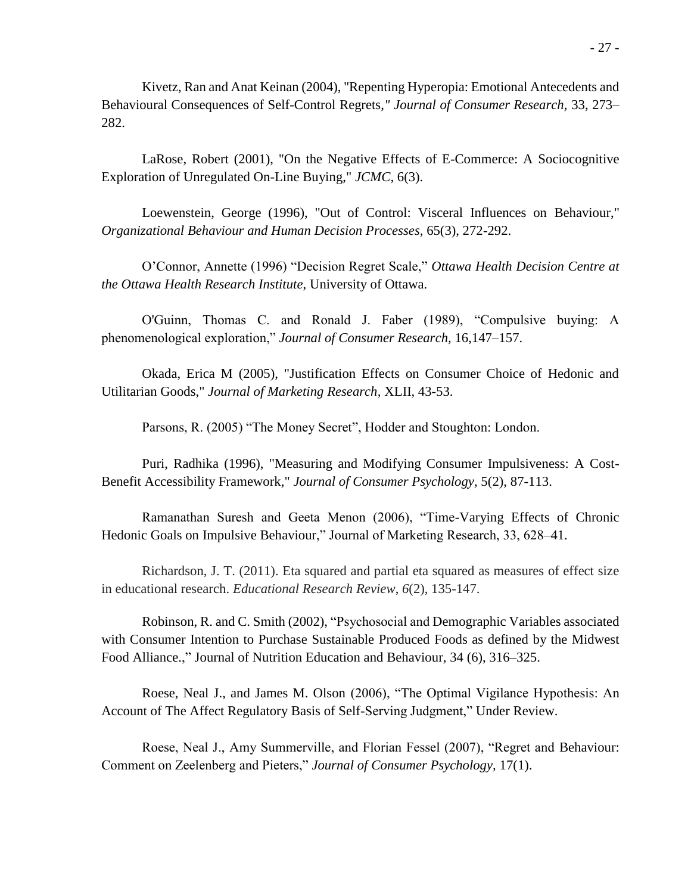Kivetz, Ran and Anat Keinan (2004), "Repenting Hyperopia: Emotional Antecedents and Behavioural Consequences of Self-Control Regrets," *Journal of Consumer Research*, 33, 273–282.

LaRose, Robert (2001), "On the Negative Effects of E-Commerce: A Sociocognitive Exploration of Unregulated On-Line Buying," *JCMC*, 6(3).

Loewenstein, George (1996), "Out of Control: Visceral Influences on Behaviour," *Organizational Behaviour and Human Decision Processes*, 65(3), 272-292.

O'Connor, Annette (1996) "Decision Regret Scale," *Ottawa Health Decision Centre at the Ottawa Health Research Institute*, University of Ottawa.

O'Guinn, Thomas C. and Ronald J. Faber (1989), "Compulsive buying: A phenomenological exploration," *Journal of Consumer Research*, 16,147–157.

Okada, Erica M (2005), "Justification Effects on Consumer Choice of Hedonic and Utilitarian Goods," *Journal of Marketing Research*, XLII, 43-53.

Parsons, R. (2005) "The Money Secret", Hodder and Stoughton: London.

Puri, Radhika (1996), "Measuring and Modifying Consumer Impulsiveness: A Cost-Benefit Accessibility Framework," *Journal of Consumer Psychology*, 5(2), 87-113.

Ramanathan Suresh and Geeta Menon (2006), "Time-Varying Effects of Chronic Hedonic Goals on Impulsive Behaviour," Journal of Marketing Research, 33, 628–41.

Richardson, J. T. (2011). Eta squared and partial eta squared as measures of effect size in educational research. *Educational Research Review*, *6*(2), 135-147.

Robinson, R. and C. Smith (2002), "Psychosocial and Demographic Variables associated with Consumer Intention to Purchase Sustainable Produced Foods as defined by the Midwest Food Alliance.," Journal of Nutrition Education and Behaviour, 34 (6), 316–325.

Roese, Neal J., and James M. Olson (2006), "The Optimal Vigilance Hypothesis: An Account of The Affect Regulatory Basis of Self-Serving Judgment," Under Review.

Roese, Neal J., Amy Summerville, and Florian Fessel (2007), "Regret and Behaviour: Comment on Zeelenberg and Pieters," *Journal of Consumer Psychology*, 17(1).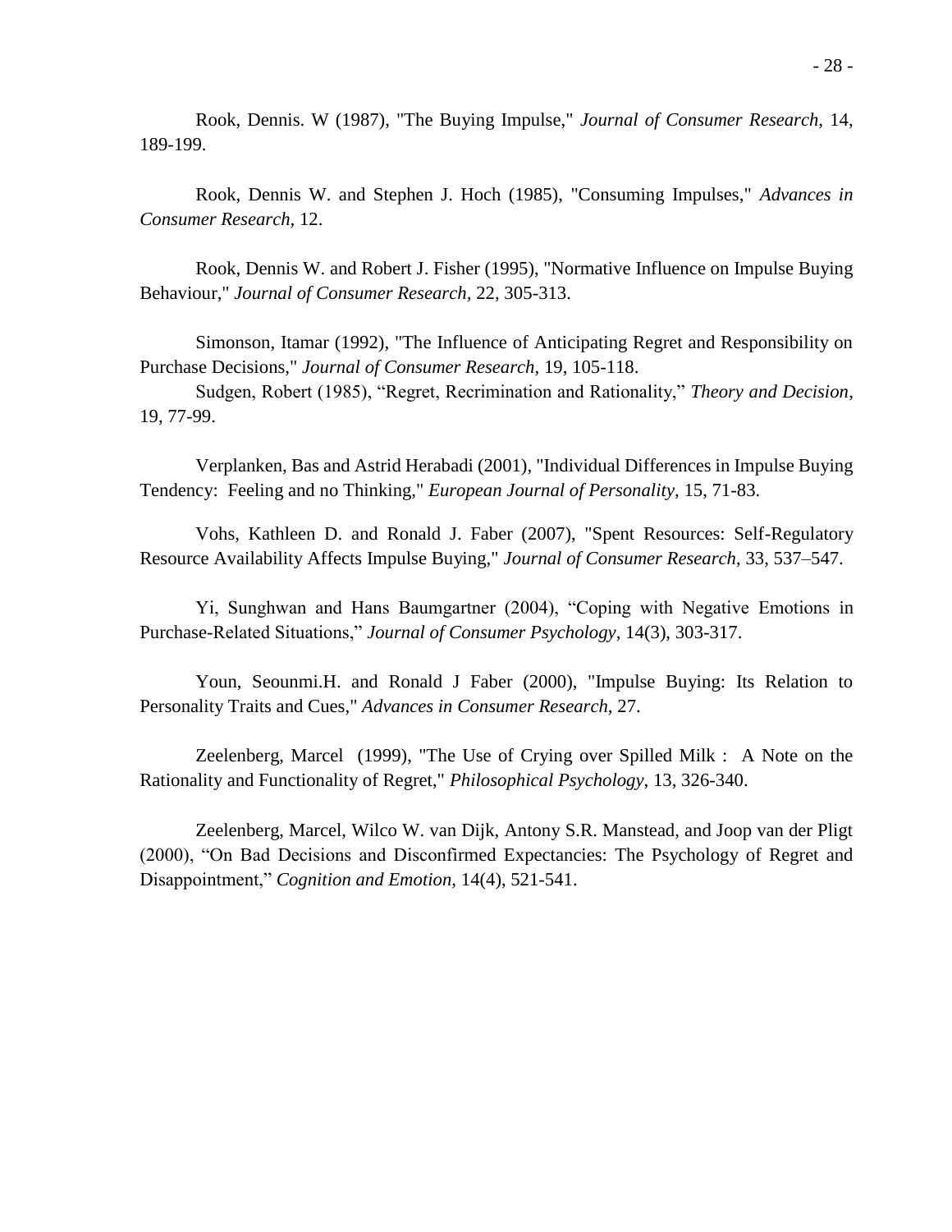Rook, Dennis. W (1987), "The Buying Impulse," *Journal of Consumer Research*, 14, 189-199.

Rook, Dennis W. and Stephen J. Hoch (1985), "Consuming Impulses," *Advances in Consumer Research*, 12.

Rook, Dennis W. and Robert J. Fisher (1995), "Normative Influence on Impulse Buying Behaviour," *Journal of Consumer Research*, 22, 305-313.

Simonson, Itamar (1992), "The Influence of Anticipating Regret and Responsibility on Purchase Decisions," *Journal of Consumer Research*, 19, 105-118.

Sudgen, Robert (1985), "Regret, Recrimination and Rationality," *Theory and Decision*, 19, 77-99.

Verplanken, Bas and Astrid Herabadi (2001), "Individual Differences in Impulse Buying Tendency: Feeling and no Thinking," *European Journal of Personality*, 15, 71-83.

Vohs, Kathleen D. and Ronald J. Faber (2007), "Spent Resources: Self-Regulatory Resource Availability Affects Impulse Buying," *Journal of Consumer Research*, 33, 537–547.

Yi, Sunghwan and Hans Baumgartner (2004), "Coping with Negative Emotions in Purchase-Related Situations," *Journal of Consumer Psychology*, 14(3), 303-317.

Youn, Seounmi.H. and Ronald J Faber (2000), "Impulse Buying: Its Relation to Personality Traits and Cues," *Advances in Consumer Research*, 27.

Zeelenberg, Marcel (1999), "The Use of Crying over Spilled Milk : A Note on the Rationality and Functionality of Regret," *Philosophical Psychology*, 13, 326-340.

Zeelenberg, Marcel, Wilco W. van Dijk, Antony S.R. Manstead, and Joop van der Pligt (2000), "On Bad Decisions and Disconfirmed Expectancies: The Psychology of Regret and Disappointment," *Cognition and Emotion*, 14(4), 521-541.